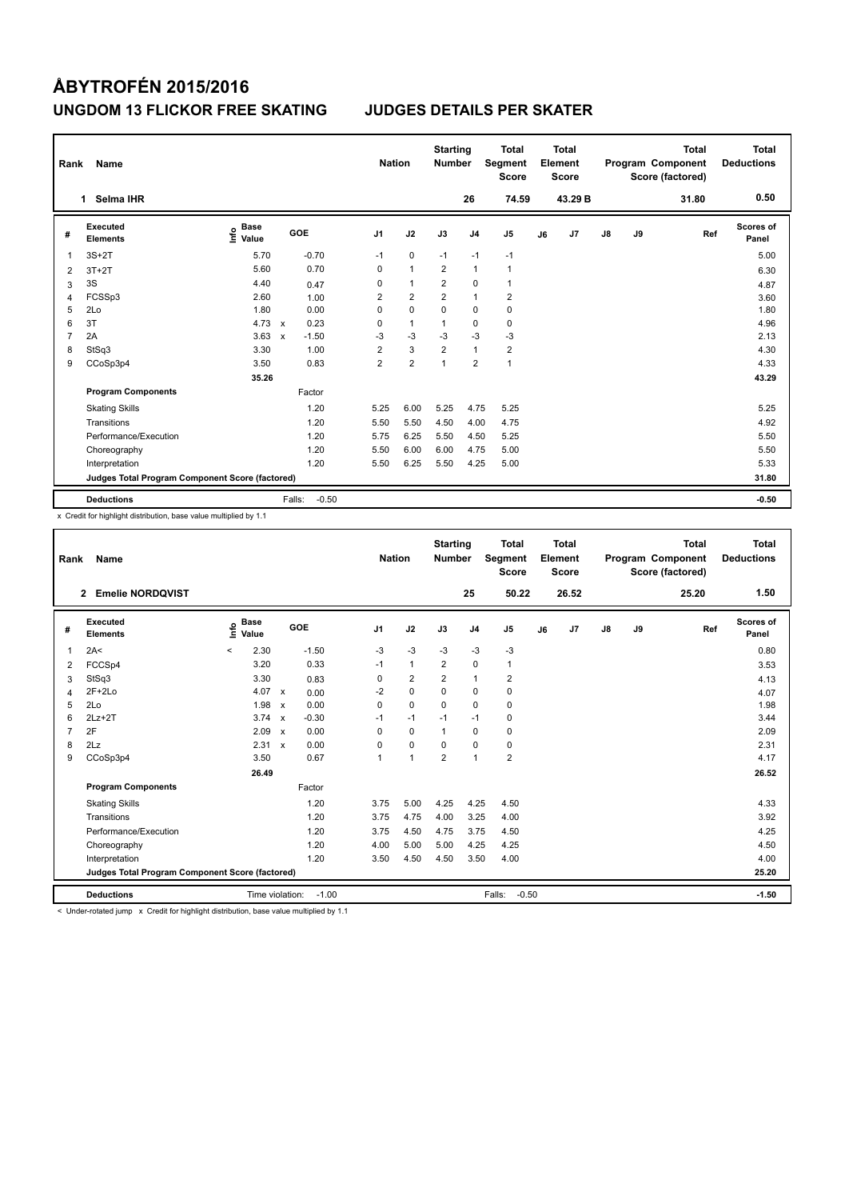# ÅBYTROFÉN 2015/2016

## UNGDOM 13 FLICKOR FREE SKATING — JUDGES DETAILS PER SKATER

| Rank | Name | Nation | Starting Number | Total Segment Score | Total Element Score | Total Program Component Score (factored) | Total Deductions |
|---|---|---|---|---|---|---|---|
| 1 | Selma IHR | | 26 | 74.59 | 43.29 B | 31.80 | 0.50 |

| # | Executed Elements | Info | Base Value | | GOE | J1 | J2 | J3 | J4 | J5 | J6 | J7 | J8 | J9 | Ref | Scores of Panel |
|---|---|---|---|---|---|---|---|---|---|---|---|---|---|---|---|---|
| 1 | 3S+2T | | 5.70 | | -0.70 | -1 | 0 | -1 | -1 | -1 | | | | | | 5.00 |
| 2 | 3T+2T | | 5.60 | | 0.70 | 0 | 1 | 2 | 1 | 1 | | | | | | 6.30 |
| 3 | 3S | | 4.40 | | 0.47 | 0 | 1 | 2 | 0 | 1 | | | | | | 4.87 |
| 4 | FCSSp3 | | 2.60 | | 1.00 | 2 | 2 | 2 | 1 | 2 | | | | | | 3.60 |
| 5 | 2Lo | | 1.80 | | 0.00 | 0 | 0 | 0 | 0 | 0 | | | | | | 1.80 |
| 6 | 3T | | 4.73 | x | 0.23 | 0 | 1 | 1 | 0 | 0 | | | | | | 4.96 |
| 7 | 2A | | 3.63 | x | -1.50 | -3 | -3 | -3 | -3 | -3 | | | | | | 2.13 |
| 8 | StSq3 | | 3.30 | | 1.00 | 2 | 3 | 2 | 1 | 2 | | | | | | 4.30 |
| 9 | CCoSp3p4 | | 3.50 | | 0.83 | 2 | 2 | 1 | 2 | 1 | | | | | | 4.33 |
| | | | 35.26 | | | | | | | | | | | | | 43.29 |
| | **Program Components** | | | | Factor | | | | | | | | | | | |
| | Skating Skills | | | | 1.20 | 5.25 | 6.00 | 5.25 | 4.75 | 5.25 | | | | | | 5.25 |
| | Transitions | | | | 1.20 | 5.50 | 5.50 | 4.50 | 4.00 | 4.75 | | | | | | 4.92 |
| | Performance/Execution | | | | 1.20 | 5.75 | 6.25 | 5.50 | 4.50 | 5.25 | | | | | | 5.50 |
| | Choreography | | | | 1.20 | 5.50 | 6.00 | 6.00 | 4.75 | 5.00 | | | | | | 5.50 |
| | Interpretation | | | | 1.20 | 5.50 | 6.25 | 5.50 | 4.25 | 5.00 | | | | | | 5.33 |
| | Judges Total Program Component Score (factored) | | | | | | | | | | | | | | | 31.80 |
| | **Deductions** | | | | Falls: -0.50 | | | | | | | | | | | -0.50 |

x Credit for highlight distribution, base value multiplied by 1.1

| Rank | Name | Nation | Starting Number | Total Segment Score | Total Element Score | Total Program Component Score (factored) | Total Deductions |
|---|---|---|---|---|---|---|---|
| 2 | Emelie NORDQVIST | | 25 | 50.22 | 26.52 | 25.20 | 1.50 |

| # | Executed Elements | Info | Base Value | | GOE | J1 | J2 | J3 | J4 | J5 | J6 | J7 | J8 | J9 | Ref | Scores of Panel |
|---|---|---|---|---|---|---|---|---|---|---|---|---|---|---|---|---|
| 1 | 2A< | < | 2.30 | | -1.50 | -3 | -3 | -3 | -3 | -3 | | | | | | 0.80 |
| 2 | FCCSp4 | | 3.20 | | 0.33 | -1 | 1 | 2 | 0 | 1 | | | | | | 3.53 |
| 3 | StSq3 | | 3.30 | | 0.83 | 0 | 2 | 2 | 1 | 2 | | | | | | 4.13 |
| 4 | 2F+2Lo | | 4.07 | x | 0.00 | -2 | 0 | 0 | 0 | 0 | | | | | | 4.07 |
| 5 | 2Lo | | 1.98 | x | 0.00 | 0 | 0 | 0 | 0 | 0 | | | | | | 1.98 |
| 6 | 2Lz+2T | | 3.74 | x | -0.30 | -1 | -1 | -1 | -1 | 0 | | | | | | 3.44 |
| 7 | 2F | | 2.09 | x | 0.00 | 0 | 0 | 1 | 0 | 0 | | | | | | 2.09 |
| 8 | 2Lz | | 2.31 | x | 0.00 | 0 | 0 | 0 | 0 | 0 | | | | | | 2.31 |
| 9 | CCoSp3p4 | | 3.50 | | 0.67 | 1 | 1 | 2 | 1 | 2 | | | | | | 4.17 |
| | | | 26.49 | | | | | | | | | | | | | 26.52 |
| | **Program Components** | | | | Factor | | | | | | | | | | | |
| | Skating Skills | | | | 1.20 | 3.75 | 5.00 | 4.25 | 4.25 | 4.50 | | | | | | 4.33 |
| | Transitions | | | | 1.20 | 3.75 | 4.75 | 4.00 | 3.25 | 4.00 | | | | | | 3.92 |
| | Performance/Execution | | | | 1.20 | 3.75 | 4.50 | 4.75 | 3.75 | 4.50 | | | | | | 4.25 |
| | Choreography | | | | 1.20 | 4.00 | 5.00 | 5.00 | 4.25 | 4.25 | | | | | | 4.50 |
| | Interpretation | | | | 1.20 | 3.50 | 4.50 | 4.50 | 3.50 | 4.00 | | | | | | 4.00 |
| | Judges Total Program Component Score (factored) | | | | | | | | | | | | | | | 25.20 |
| | **Deductions** | | | | Time violation: -1.00 | | | | | Falls: -0.50 | | | | | | -1.50 |

< Under-rotated jump x Credit for highlight distribution, base value multiplied by 1.1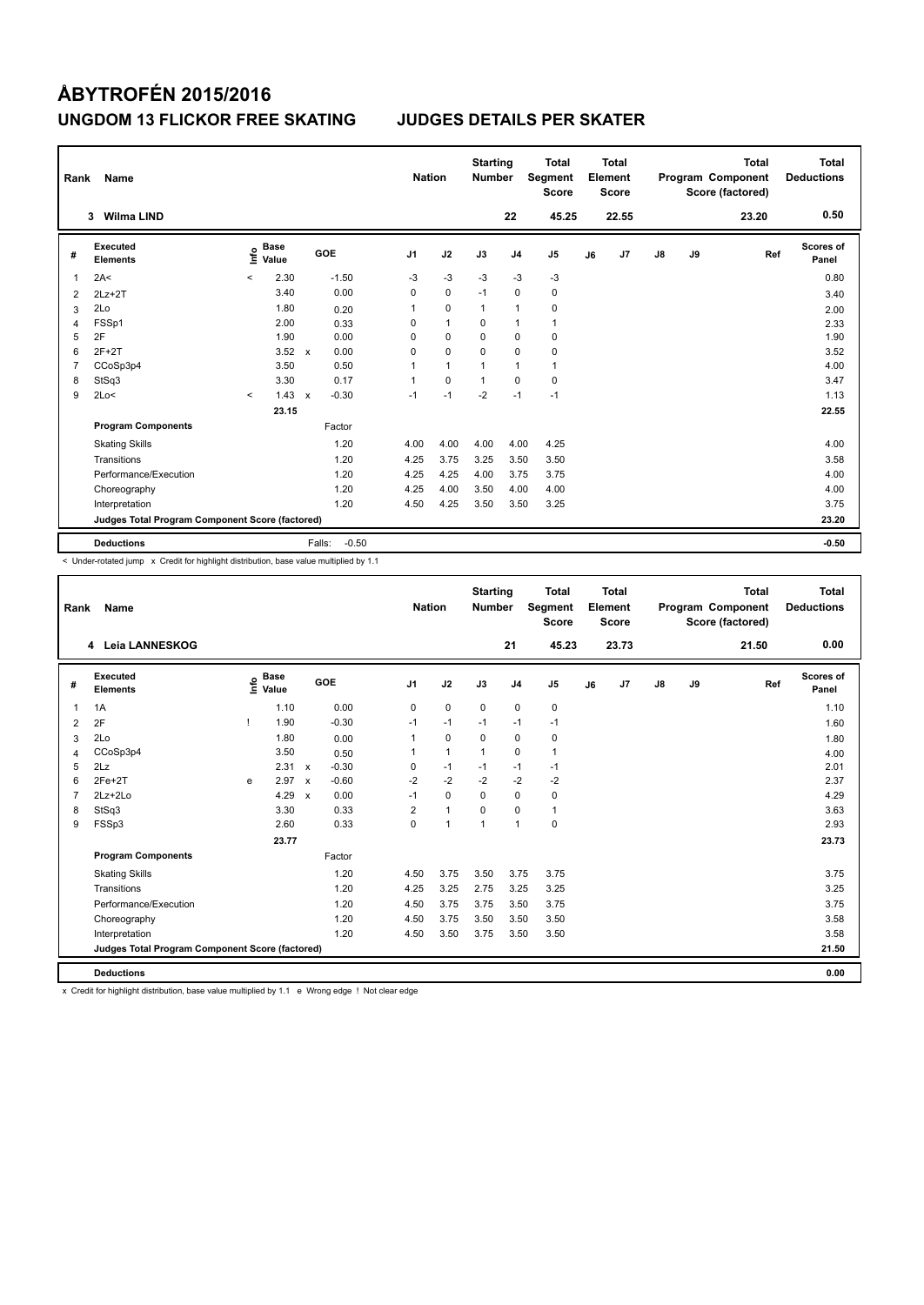# ÅBYTROFÉN 2015/2016

## UNGDOM 13 FLICKOR FREE SKATING — JUDGES DETAILS PER SKATER

| Rank | Name | Nation | Starting Number | Total Segment Score | Total Element Score | Total Program Component Score (factored) | Total Deductions |
|---|---|---|---|---|---|---|---|
| 3 | Wilma LIND | | 22 | 45.25 | 22.55 | 23.20 | 0.50 |

| # | Executed Elements | Info | Base Value | | GOE | J1 | J2 | J3 | J4 | J5 | J6 | J7 | J8 | J9 | Ref | Scores of Panel |
|---|---|---|---|---|---|---|---|---|---|---|---|---|---|---|---|---|
| 1 | 2A< | < | 2.30 | | -1.50 | -3 | -3 | -3 | -3 | -3 | | | | | | 0.80 |
| 2 | 2Lz+2T | | 3.40 | | 0.00 | 0 | 0 | -1 | 0 | 0 | | | | | | 3.40 |
| 3 | 2Lo | | 1.80 | | 0.20 | 1 | 0 | 1 | 1 | 0 | | | | | | 2.00 |
| 4 | FSSp1 | | 2.00 | | 0.33 | 0 | 1 | 0 | 1 | 1 | | | | | | 2.33 |
| 5 | 2F | | 1.90 | | 0.00 | 0 | 0 | 0 | 0 | 0 | | | | | | 1.90 |
| 6 | 2F+2T | | 3.52 | x | 0.00 | 0 | 0 | 0 | 0 | 0 | | | | | | 3.52 |
| 7 | CCoSp3p4 | | 3.50 | | 0.50 | 1 | 1 | 1 | 1 | 1 | | | | | | 4.00 |
| 8 | StSq3 | | 3.30 | | 0.17 | 1 | 0 | 1 | 0 | 0 | | | | | | 3.47 |
| 9 | 2Lo< | < | 1.43 | x | -0.30 | -1 | -1 | -2 | -1 | -1 | | | | | | 1.13 |
| | | | 23.15 | | | | | | | | | | | | | 22.55 |
| | **Program Components** | | | | Factor | | | | | | | | | | | |
| | Skating Skills | | | | 1.20 | 4.00 | 4.00 | 4.00 | 4.00 | 4.25 | | | | | | 4.00 |
| | Transitions | | | | 1.20 | 4.25 | 3.75 | 3.25 | 3.50 | 3.50 | | | | | | 3.58 |
| | Performance/Execution | | | | 1.20 | 4.25 | 4.25 | 4.00 | 3.75 | 3.75 | | | | | | 4.00 |
| | Choreography | | | | 1.20 | 4.25 | 4.00 | 3.50 | 4.00 | 4.00 | | | | | | 4.00 |
| | Interpretation | | | | 1.20 | 4.50 | 4.25 | 3.50 | 3.50 | 3.25 | | | | | | 3.75 |
| | **Judges Total Program Component Score (factored)** | | | | | | | | | | | | | | | 23.20 |
| | **Deductions** | | | | Falls: -0.50 | | | | | | | | | | | -0.50 |

< Under-rotated jump x Credit for highlight distribution, base value multiplied by 1.1

| Rank | Name | Nation | Starting Number | Total Segment Score | Total Element Score | Total Program Component Score (factored) | Total Deductions |
|---|---|---|---|---|---|---|---|
| 4 | Leia LANNESKOG | | 21 | 45.23 | 23.73 | 21.50 | 0.00 |

| # | Executed Elements | Info | Base Value | | GOE | J1 | J2 | J3 | J4 | J5 | J6 | J7 | J8 | J9 | Ref | Scores of Panel |
|---|---|---|---|---|---|---|---|---|---|---|---|---|---|---|---|---|
| 1 | 1A | | 1.10 | | 0.00 | 0 | 0 | 0 | 0 | 0 | | | | | | 1.10 |
| 2 | 2F | ! | 1.90 | | -0.30 | -1 | -1 | -1 | -1 | -1 | | | | | | 1.60 |
| 3 | 2Lo | | 1.80 | | 0.00 | 1 | 0 | 0 | 0 | 0 | | | | | | 1.80 |
| 4 | CCoSp3p4 | | 3.50 | | 0.50 | 1 | 1 | 1 | 0 | 1 | | | | | | 4.00 |
| 5 | 2Lz | | 2.31 | x | -0.30 | 0 | -1 | -1 | -1 | -1 | | | | | | 2.01 |
| 6 | 2Fe+2T | e | 2.97 | x | -0.60 | -2 | -2 | -2 | -2 | -2 | | | | | | 2.37 |
| 7 | 2Lz+2Lo | | 4.29 | x | 0.00 | -1 | 0 | 0 | 0 | 0 | | | | | | 4.29 |
| 8 | StSq3 | | 3.30 | | 0.33 | 2 | 1 | 0 | 0 | 1 | | | | | | 3.63 |
| 9 | FSSp3 | | 2.60 | | 0.33 | 0 | 1 | 1 | 1 | 0 | | | | | | 2.93 |
| | | | 23.77 | | | | | | | | | | | | | 23.73 |
| | **Program Components** | | | | Factor | | | | | | | | | | | |
| | Skating Skills | | | | 1.20 | 4.50 | 3.75 | 3.50 | 3.75 | 3.75 | | | | | | 3.75 |
| | Transitions | | | | 1.20 | 4.25 | 3.25 | 2.75 | 3.25 | 3.25 | | | | | | 3.25 |
| | Performance/Execution | | | | 1.20 | 4.50 | 3.75 | 3.75 | 3.50 | 3.75 | | | | | | 3.75 |
| | Choreography | | | | 1.20 | 4.50 | 3.75 | 3.50 | 3.50 | 3.50 | | | | | | 3.58 |
| | Interpretation | | | | 1.20 | 4.50 | 3.50 | 3.75 | 3.50 | 3.50 | | | | | | 3.58 |
| | **Judges Total Program Component Score (factored)** | | | | | | | | | | | | | | | 21.50 |
| | **Deductions** | | | | | | | | | | | | | | | 0.00 |

x Credit for highlight distribution, base value multiplied by 1.1 e Wrong edge ! Not clear edge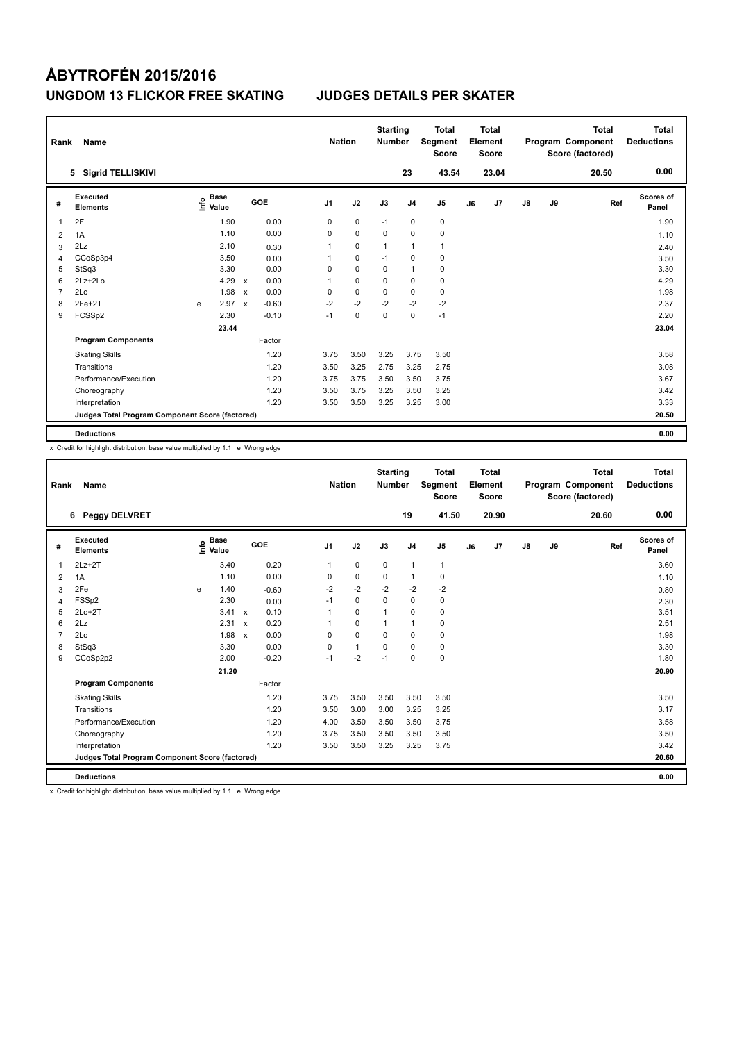# ÅBYTROFÉN 2015/2016

## UNGDOM 13 FLICKOR FREE SKATING JUDGES DETAILS PER SKATER

| Rank | Name | Nation | Starting Number | Total Segment Score | Total Element Score | Total Program Component Score (factored) | Total Deductions |
|---|---|---|---|---|---|---|---|
| 5 | Sigrid TELLISKIVI | | 23 | 43.54 | 23.04 | 20.50 | 0.00 |

| # | Executed Elements | Info | Base Value | | GOE | J1 | J2 | J3 | J4 | J5 | J6 | J7 | J8 | J9 | Ref | Scores of Panel |
|---|---|---|---|---|---|---|---|---|---|---|---|---|---|---|---|---|
| 1 | 2F | | 1.90 | | 0.00 | 0 | 0 | -1 | 0 | 0 | | | | | | 1.90 |
| 2 | 1A | | 1.10 | | 0.00 | 0 | 0 | 0 | 0 | 0 | | | | | | 1.10 |
| 3 | 2Lz | | 2.10 | | 0.30 | 1 | 0 | 1 | 1 | 1 | | | | | | 2.40 |
| 4 | CCoSp3p4 | | 3.50 | | 0.00 | 1 | 0 | -1 | 0 | 0 | | | | | | 3.50 |
| 5 | StSq3 | | 3.30 | | 0.00 | 0 | 0 | 0 | 1 | 0 | | | | | | 3.30 |
| 6 | 2Lz+2Lo | | 4.29 | x | 0.00 | 1 | 0 | 0 | 0 | 0 | | | | | | 4.29 |
| 7 | 2Lo | | 1.98 | x | 0.00 | 0 | 0 | 0 | 0 | 0 | | | | | | 1.98 |
| 8 | 2Fe+2T | e | 2.97 | x | -0.60 | -2 | -2 | -2 | -2 | -2 | | | | | | 2.37 |
| 9 | FCSSp2 | | 2.30 | | -0.10 | -1 | 0 | 0 | 0 | -1 | | | | | | 2.20 |
| | | | 23.44 | | | | | | | | | | | | | 23.04 |
| | **Program Components** | | | | Factor | | | | | | | | | | | |
| | Skating Skills | | | | 1.20 | 3.75 | 3.50 | 3.25 | 3.75 | 3.50 | | | | | | 3.58 |
| | Transitions | | | | 1.20 | 3.50 | 3.25 | 2.75 | 3.25 | 2.75 | | | | | | 3.08 |
| | Performance/Execution | | | | 1.20 | 3.75 | 3.75 | 3.50 | 3.50 | 3.75 | | | | | | 3.67 |
| | Choreography | | | | 1.20 | 3.50 | 3.75 | 3.25 | 3.50 | 3.25 | | | | | | 3.42 |
| | Interpretation | | | | 1.20 | 3.50 | 3.50 | 3.25 | 3.25 | 3.00 | | | | | | 3.33 |
| | **Judges Total Program Component Score (factored)** | | | | | | | | | | | | | | | 20.50 |
| | **Deductions** | | | | | | | | | | | | | | | 0.00 |

x Credit for highlight distribution, base value multiplied by 1.1 e Wrong edge

| Rank | Name | Nation | Starting Number | Total Segment Score | Total Element Score | Total Program Component Score (factored) | Total Deductions |
|---|---|---|---|---|---|---|---|
| 6 | Peggy DELVRET | | 19 | 41.50 | 20.90 | 20.60 | 0.00 |

| # | Executed Elements | Info | Base Value | | GOE | J1 | J2 | J3 | J4 | J5 | J6 | J7 | J8 | J9 | Ref | Scores of Panel |
|---|---|---|---|---|---|---|---|---|---|---|---|---|---|---|---|---|
| 1 | 2Lz+2T | | 3.40 | | 0.20 | 1 | 0 | 0 | 1 | 1 | | | | | | 3.60 |
| 2 | 1A | | 1.10 | | 0.00 | 0 | 0 | 0 | 1 | 0 | | | | | | 1.10 |
| 3 | 2Fe | e | 1.40 | | -0.60 | -2 | -2 | -2 | -2 | -2 | | | | | | 0.80 |
| 4 | FSSp2 | | 2.30 | | 0.00 | -1 | 0 | 0 | 0 | 0 | | | | | | 2.30 |
| 5 | 2Lo+2T | | 3.41 | x | 0.10 | 1 | 0 | 1 | 0 | 0 | | | | | | 3.51 |
| 6 | 2Lz | | 2.31 | x | 0.20 | 1 | 0 | 1 | 1 | 0 | | | | | | 2.51 |
| 7 | 2Lo | | 1.98 | x | 0.00 | 0 | 0 | 0 | 0 | 0 | | | | | | 1.98 |
| 8 | StSq3 | | 3.30 | | 0.00 | 0 | 1 | 0 | 0 | 0 | | | | | | 3.30 |
| 9 | CCoSp2p2 | | 2.00 | | -0.20 | -1 | -2 | -1 | 0 | 0 | | | | | | 1.80 |
| | | | 21.20 | | | | | | | | | | | | | 20.90 |
| | **Program Components** | | | | Factor | | | | | | | | | | | |
| | Skating Skills | | | | 1.20 | 3.75 | 3.50 | 3.50 | 3.50 | 3.50 | | | | | | 3.50 |
| | Transitions | | | | 1.20 | 3.50 | 3.00 | 3.00 | 3.25 | 3.25 | | | | | | 3.17 |
| | Performance/Execution | | | | 1.20 | 4.00 | 3.50 | 3.50 | 3.50 | 3.75 | | | | | | 3.58 |
| | Choreography | | | | 1.20 | 3.75 | 3.50 | 3.50 | 3.50 | 3.50 | | | | | | 3.50 |
| | Interpretation | | | | 1.20 | 3.50 | 3.50 | 3.25 | 3.25 | 3.75 | | | | | | 3.42 |
| | **Judges Total Program Component Score (factored)** | | | | | | | | | | | | | | | 20.60 |
| | **Deductions** | | | | | | | | | | | | | | | 0.00 |

x Credit for highlight distribution, base value multiplied by 1.1 e Wrong edge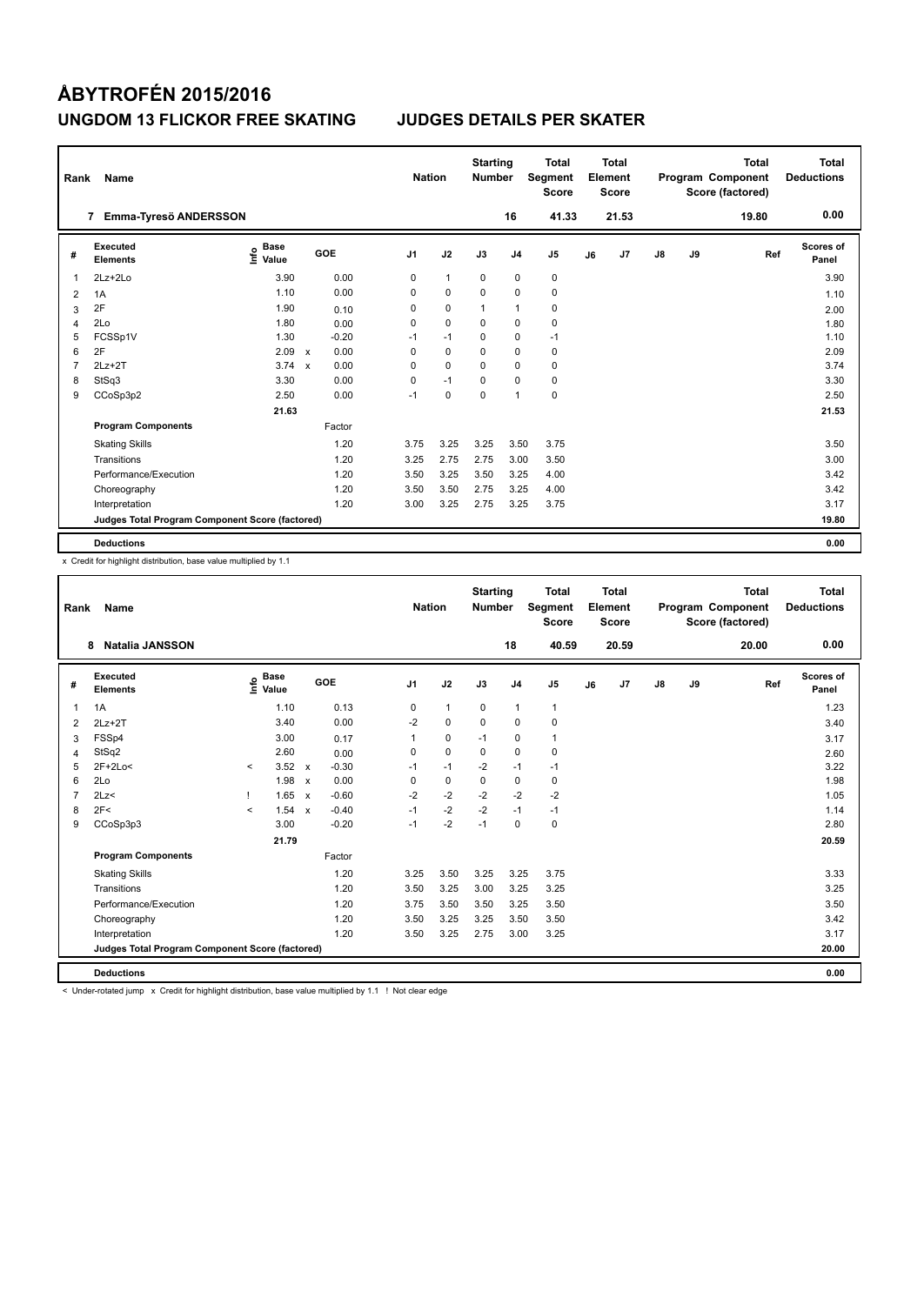# ÅBYTROFÉN 2015/2016

## UNGDOM 13 FLICKOR FREE SKATING JUDGES DETAILS PER SKATER

| Rank | Name | Nation | Starting Number | Total Segment Score | Total Element Score | Total Program Component Score (factored) | Total Deductions |
|---|---|---|---|---|---|---|---|
| 7 | Emma-Tyresö ANDERSSON | | 16 | 41.33 | 21.53 | 19.80 | 0.00 |

| # | Executed Elements | Info | Base Value | | GOE | J1 | J2 | J3 | J4 | J5 | J6 | J7 | J8 | J9 | Ref | Scores of Panel |
|---|---|---|---|---|---|---|---|---|---|---|---|---|---|---|---|---|
| 1 | 2Lz+2Lo | | 3.90 | | 0.00 | 0 | 1 | 0 | 0 | 0 | | | | | | 3.90 |
| 2 | 1A | | 1.10 | | 0.00 | 0 | 0 | 0 | 0 | 0 | | | | | | 1.10 |
| 3 | 2F | | 1.90 | | 0.10 | 0 | 0 | 1 | 1 | 0 | | | | | | 2.00 |
| 4 | 2Lo | | 1.80 | | 0.00 | 0 | 0 | 0 | 0 | 0 | | | | | | 1.80 |
| 5 | FCSSp1V | | 1.30 | | -0.20 | -1 | -1 | 0 | 0 | -1 | | | | | | 1.10 |
| 6 | 2F | | 2.09 | x | 0.00 | 0 | 0 | 0 | 0 | 0 | | | | | | 2.09 |
| 7 | 2Lz+2T | | 3.74 | x | 0.00 | 0 | 0 | 0 | 0 | 0 | | | | | | 3.74 |
| 8 | StSq3 | | 3.30 | | 0.00 | 0 | -1 | 0 | 0 | 0 | | | | | | 3.30 |
| 9 | CCoSp3p2 | | 2.50 | | 0.00 | -1 | 0 | 0 | 1 | 0 | | | | | | 2.50 |
| | | | 21.63 | | | | | | | | | | | | | 21.53 |
| | **Program Components** | | | | Factor | | | | | | | | | | | |
| | Skating Skills | | | | 1.20 | 3.75 | 3.25 | 3.25 | 3.50 | 3.75 | | | | | | 3.50 |
| | Transitions | | | | 1.20 | 3.25 | 2.75 | 2.75 | 3.00 | 3.50 | | | | | | 3.00 |
| | Performance/Execution | | | | 1.20 | 3.50 | 3.25 | 3.50 | 3.25 | 4.00 | | | | | | 3.42 |
| | Choreography | | | | 1.20 | 3.50 | 3.50 | 2.75 | 3.25 | 4.00 | | | | | | 3.42 |
| | Interpretation | | | | 1.20 | 3.00 | 3.25 | 2.75 | 3.25 | 3.75 | | | | | | 3.17 |
| | **Judges Total Program Component Score (factored)** | | | | | | | | | | | | | | | 19.80 |
| | **Deductions** | | | | | | | | | | | | | | | 0.00 |

x Credit for highlight distribution, base value multiplied by 1.1

| Rank | Name | Nation | Starting Number | Total Segment Score | Total Element Score | Total Program Component Score (factored) | Total Deductions |
|---|---|---|---|---|---|---|---|
| 8 | Natalia JANSSON | | 18 | 40.59 | 20.59 | 20.00 | 0.00 |

| # | Executed Elements | Info | Base Value | | GOE | J1 | J2 | J3 | J4 | J5 | J6 | J7 | J8 | J9 | Ref | Scores of Panel |
|---|---|---|---|---|---|---|---|---|---|---|---|---|---|---|---|---|
| 1 | 1A | | 1.10 | | 0.13 | 0 | 1 | 0 | 1 | 1 | | | | | | 1.23 |
| 2 | 2Lz+2T | | 3.40 | | 0.00 | -2 | 0 | 0 | 0 | 0 | | | | | | 3.40 |
| 3 | FSSp4 | | 3.00 | | 0.17 | 1 | 0 | -1 | 0 | 1 | | | | | | 3.17 |
| 4 | StSq2 | | 2.60 | | 0.00 | 0 | 0 | 0 | 0 | 0 | | | | | | 2.60 |
| 5 | 2F+2Lo< | < | 3.52 | x | -0.30 | -1 | -1 | -2 | -1 | -1 | | | | | | 3.22 |
| 6 | 2Lo | | 1.98 | x | 0.00 | 0 | 0 | 0 | 0 | 0 | | | | | | 1.98 |
| 7 | 2Lz< | ! | 1.65 | x | -0.60 | -2 | -2 | -2 | -2 | -2 | | | | | | 1.05 |
| 8 | 2F< | < | 1.54 | x | -0.40 | -1 | -2 | -2 | -1 | -1 | | | | | | 1.14 |
| 9 | CCoSp3p3 | | 3.00 | | -0.20 | -1 | -2 | -1 | 0 | 0 | | | | | | 2.80 |
| | | | 21.79 | | | | | | | | | | | | | 20.59 |
| | **Program Components** | | | | Factor | | | | | | | | | | | |
| | Skating Skills | | | | 1.20 | 3.25 | 3.50 | 3.25 | 3.25 | 3.75 | | | | | | 3.33 |
| | Transitions | | | | 1.20 | 3.50 | 3.25 | 3.00 | 3.25 | 3.25 | | | | | | 3.25 |
| | Performance/Execution | | | | 1.20 | 3.75 | 3.50 | 3.50 | 3.25 | 3.50 | | | | | | 3.50 |
| | Choreography | | | | 1.20 | 3.50 | 3.25 | 3.25 | 3.50 | 3.50 | | | | | | 3.42 |
| | Interpretation | | | | 1.20 | 3.50 | 3.25 | 2.75 | 3.00 | 3.25 | | | | | | 3.17 |
| | **Judges Total Program Component Score (factored)** | | | | | | | | | | | | | | | 20.00 |
| | **Deductions** | | | | | | | | | | | | | | | 0.00 |

< Under-rotated jump x Credit for highlight distribution, base value multiplied by 1.1 ! Not clear edge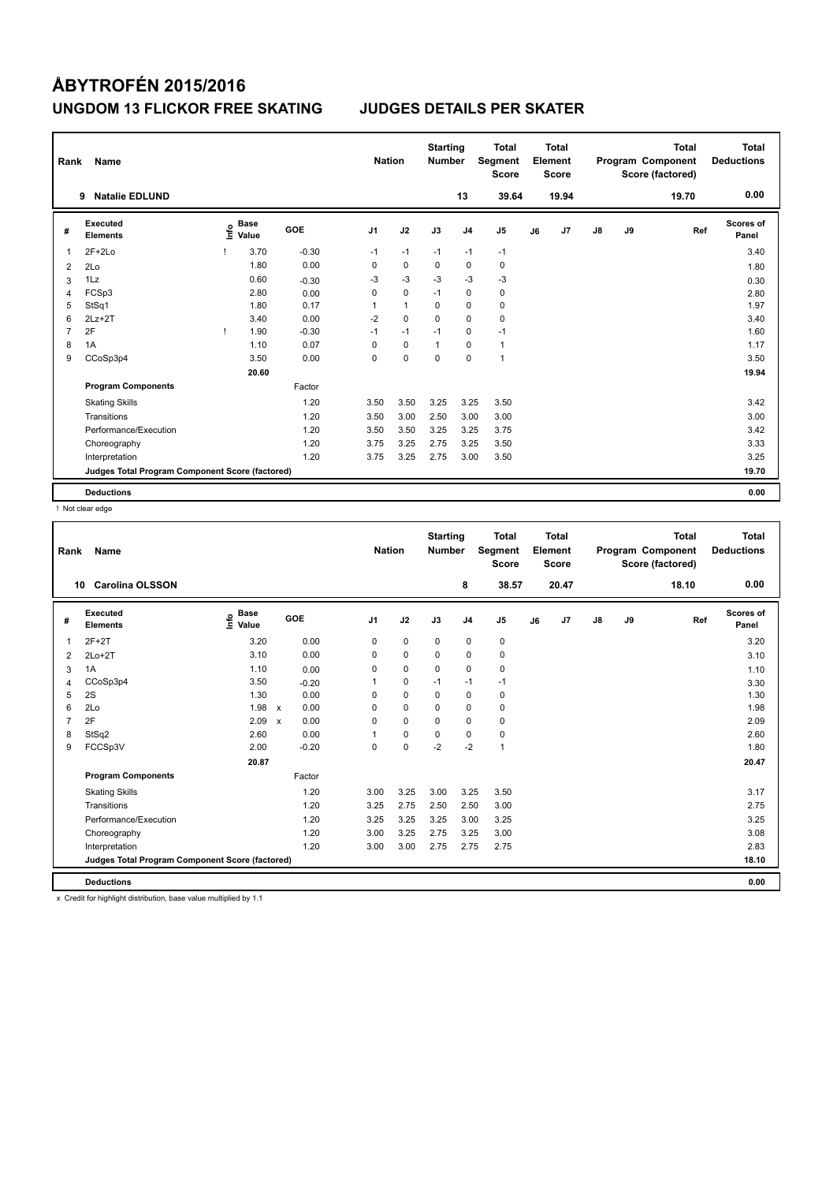# ÅBYTROFÉN 2015/2016

## UNGDOM 13 FLICKOR FREE SKATING JUDGES DETAILS PER SKATER

| Rank | Name | Nation | Starting Number | Total Segment Score | Total Element Score | Total Program Component Score (factored) | Total Deductions |
|---|---|---|---|---|---|---|---|
| 9 | Natalie EDLUND | | 13 | 39.64 | 19.94 | 19.70 | 0.00 |

| # | Executed Elements | Info | Base Value | GOE | J1 | J2 | J3 | J4 | J5 | J6 | J7 | J8 | J9 | Ref | Scores of Panel |
|---|---|---|---|---|---|---|---|---|---|---|---|---|---|---|---|
| 1 | 2F+2Lo | ! | 3.70 | -0.30 | -1 | -1 | -1 | -1 | -1 | | | | | | 3.40 |
| 2 | 2Lo | | 1.80 | 0.00 | 0 | 0 | 0 | 0 | 0 | | | | | | 1.80 |
| 3 | 1Lz | | 0.60 | -0.30 | -3 | -3 | -3 | -3 | -3 | | | | | | 0.30 |
| 4 | FCSp3 | | 2.80 | 0.00 | 0 | 0 | -1 | 0 | 0 | | | | | | 2.80 |
| 5 | StSq1 | | 1.80 | 0.17 | 1 | 1 | 0 | 0 | 0 | | | | | | 1.97 |
| 6 | 2Lz+2T | | 3.40 | 0.00 | -2 | 0 | 0 | 0 | 0 | | | | | | 3.40 |
| 7 | 2F | ! | 1.90 | -0.30 | -1 | -1 | -1 | 0 | -1 | | | | | | 1.60 |
| 8 | 1A | | 1.10 | 0.07 | 0 | 0 | 1 | 0 | 1 | | | | | | 1.17 |
| 9 | CCoSp3p4 | | 3.50 | 0.00 | 0 | 0 | 0 | 0 | 1 | | | | | | 3.50 |
| | | | 20.60 | | | | | | | | | | | | 19.94 |
| | **Program Components** | | | Factor | | | | | | | | | | | |
| | Skating Skills | | | 1.20 | 3.50 | 3.50 | 3.25 | 3.25 | 3.50 | | | | | | 3.42 |
| | Transitions | | | 1.20 | 3.50 | 3.00 | 2.50 | 3.00 | 3.00 | | | | | | 3.00 |
| | Performance/Execution | | | 1.20 | 3.50 | 3.50 | 3.25 | 3.25 | 3.75 | | | | | | 3.42 |
| | Choreography | | | 1.20 | 3.75 | 3.25 | 2.75 | 3.25 | 3.50 | | | | | | 3.33 |
| | Interpretation | | | 1.20 | 3.75 | 3.25 | 2.75 | 3.00 | 3.50 | | | | | | 3.25 |
| | **Judges Total Program Component Score (factored)** | | | | | | | | | | | | | | 19.70 |
| | **Deductions** | | | | | | | | | | | | | | 0.00 |

! Not clear edge

| Rank | Name | Nation | Starting Number | Total Segment Score | Total Element Score | Total Program Component Score (factored) | Total Deductions |
|---|---|---|---|---|---|---|---|
| 10 | Carolina OLSSON | | 8 | 38.57 | 20.47 | 18.10 | 0.00 |

| # | Executed Elements | Info | Base Value | | GOE | J1 | J2 | J3 | J4 | J5 | J6 | J7 | J8 | J9 | Ref | Scores of Panel |
|---|---|---|---|---|---|---|---|---|---|---|---|---|---|---|---|---|
| 1 | 2F+2T | | 3.20 | | 0.00 | 0 | 0 | 0 | 0 | 0 | | | | | | 3.20 |
| 2 | 2Lo+2T | | 3.10 | | 0.00 | 0 | 0 | 0 | 0 | 0 | | | | | | 3.10 |
| 3 | 1A | | 1.10 | | 0.00 | 0 | 0 | 0 | 0 | 0 | | | | | | 1.10 |
| 4 | CCoSp3p4 | | 3.50 | | -0.20 | 1 | 0 | -1 | -1 | -1 | | | | | | 3.30 |
| 5 | 2S | | 1.30 | | 0.00 | 0 | 0 | 0 | 0 | 0 | | | | | | 1.30 |
| 6 | 2Lo | | 1.98 | x | 0.00 | 0 | 0 | 0 | 0 | 0 | | | | | | 1.98 |
| 7 | 2F | | 2.09 | x | 0.00 | 0 | 0 | 0 | 0 | 0 | | | | | | 2.09 |
| 8 | StSq2 | | 2.60 | | 0.00 | 1 | 0 | 0 | 0 | 0 | | | | | | 2.60 |
| 9 | FCCSp3V | | 2.00 | | -0.20 | 0 | 0 | -2 | -2 | 1 | | | | | | 1.80 |
| | | | 20.87 | | | | | | | | | | | | | 20.47 |
| | **Program Components** | | | | Factor | | | | | | | | | | | |
| | Skating Skills | | | | 1.20 | 3.00 | 3.25 | 3.00 | 3.25 | 3.50 | | | | | | 3.17 |
| | Transitions | | | | 1.20 | 3.25 | 2.75 | 2.50 | 2.50 | 3.00 | | | | | | 2.75 |
| | Performance/Execution | | | | 1.20 | 3.25 | 3.25 | 3.25 | 3.00 | 3.25 | | | | | | 3.25 |
| | Choreography | | | | 1.20 | 3.00 | 3.25 | 2.75 | 3.25 | 3.00 | | | | | | 3.08 |
| | Interpretation | | | | 1.20 | 3.00 | 3.00 | 2.75 | 2.75 | 2.75 | | | | | | 2.83 |
| | **Judges Total Program Component Score (factored)** | | | | | | | | | | | | | | | 18.10 |
| | **Deductions** | | | | | | | | | | | | | | | 0.00 |

x Credit for highlight distribution, base value multiplied by 1.1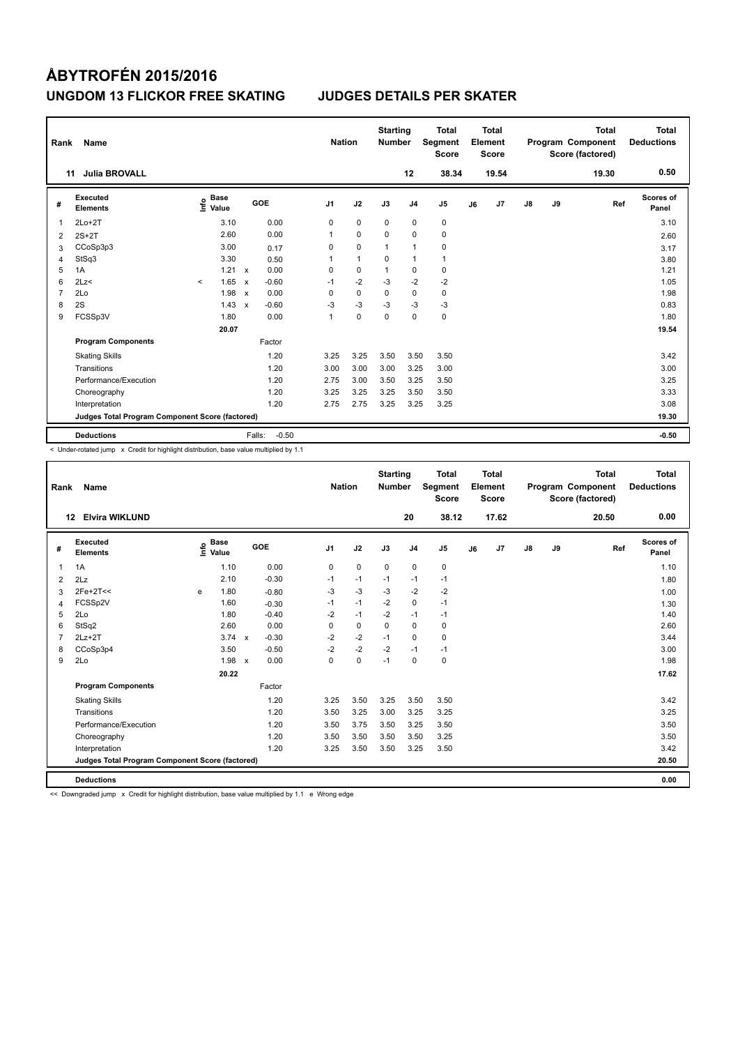# ÅBYTROFÉN 2015/2016

## UNGDOM 13 FLICKOR FREE SKATING — JUDGES DETAILS PER SKATER

| Rank | Name | Nation | Starting Number | Total Segment Score | Total Element Score | Total Program Component Score (factored) | Total Deductions |
|---|---|---|---|---|---|---|---|
| 11 | Julia BROVALL | | 12 | 38.34 | 19.54 | 19.30 | 0.50 |

| # | Executed Elements | Info | Base Value | | GOE | J1 | J2 | J3 | J4 | J5 | J6 | J7 | J8 | J9 | Ref | Scores of Panel |
|---|---|---|---|---|---|---|---|---|---|---|---|---|---|---|---|---|
| 1 | 2Lo+2T | | 3.10 | | 0.00 | 0 | 0 | 0 | 0 | 0 | | | | | | 3.10 |
| 2 | 2S+2T | | 2.60 | | 0.00 | 1 | 0 | 0 | 0 | 0 | | | | | | 2.60 |
| 3 | CCoSp3p3 | | 3.00 | | 0.17 | 0 | 0 | 1 | 1 | 0 | | | | | | 3.17 |
| 4 | StSq3 | | 3.30 | | 0.50 | 1 | 1 | 0 | 1 | 1 | | | | | | 3.80 |
| 5 | 1A | | 1.21 | x | 0.00 | 0 | 0 | 1 | 0 | 0 | | | | | | 1.21 |
| 6 | 2Lz< | < | 1.65 | x | -0.60 | -1 | -2 | -3 | -2 | -2 | | | | | | 1.05 |
| 7 | 2Lo | | 1.98 | x | 0.00 | 0 | 0 | 0 | 0 | 0 | | | | | | 1.98 |
| 8 | 2S | | 1.43 | x | -0.60 | -3 | -3 | -3 | -3 | -3 | | | | | | 0.83 |
| 9 | FCSSp3V | | 1.80 | | 0.00 | 1 | 0 | 0 | 0 | 0 | | | | | | 1.80 |
| | | | 20.07 | | | | | | | | | | | | | 19.54 |
| | **Program Components** | | | | Factor | | | | | | | | | | | |
| | Skating Skills | | | | 1.20 | 3.25 | 3.25 | 3.50 | 3.50 | 3.50 | | | | | | 3.42 |
| | Transitions | | | | 1.20 | 3.00 | 3.00 | 3.00 | 3.25 | 3.00 | | | | | | 3.00 |
| | Performance/Execution | | | | 1.20 | 2.75 | 3.00 | 3.50 | 3.25 | 3.50 | | | | | | 3.25 |
| | Choreography | | | | 1.20 | 3.25 | 3.25 | 3.25 | 3.50 | 3.50 | | | | | | 3.33 |
| | Interpretation | | | | 1.20 | 2.75 | 2.75 | 3.25 | 3.25 | 3.25 | | | | | | 3.08 |
| | **Judges Total Program Component Score (factored)** | | | | | | | | | | | | | | | 19.30 |
| | **Deductions** | | | | Falls: -0.50 | | | | | | | | | | | -0.50 |

< Under-rotated jump x Credit for highlight distribution, base value multiplied by 1.1

| Rank | Name | Nation | Starting Number | Total Segment Score | Total Element Score | Total Program Component Score (factored) | Total Deductions |
|---|---|---|---|---|---|---|---|
| 12 | Elvira WIKLUND | | 20 | 38.12 | 17.62 | 20.50 | 0.00 |

| # | Executed Elements | Info | Base Value | | GOE | J1 | J2 | J3 | J4 | J5 | J6 | J7 | J8 | J9 | Ref | Scores of Panel |
|---|---|---|---|---|---|---|---|---|---|---|---|---|---|---|---|---|
| 1 | 1A | | 1.10 | | 0.00 | 0 | 0 | 0 | 0 | 0 | | | | | | 1.10 |
| 2 | 2Lz | | 2.10 | | -0.30 | -1 | -1 | -1 | -1 | -1 | | | | | | 1.80 |
| 3 | 2Fe+2T<< | e | 1.80 | | -0.80 | -3 | -3 | -3 | -2 | -2 | | | | | | 1.00 |
| 4 | FCSSp2V | | 1.60 | | -0.30 | -1 | -1 | -2 | 0 | -1 | | | | | | 1.30 |
| 5 | 2Lo | | 1.80 | | -0.40 | -2 | -1 | -2 | -1 | -1 | | | | | | 1.40 |
| 6 | StSq2 | | 2.60 | | 0.00 | 0 | 0 | 0 | 0 | 0 | | | | | | 2.60 |
| 7 | 2Lz+2T | | 3.74 | x | -0.30 | -2 | -2 | -1 | 0 | 0 | | | | | | 3.44 |
| 8 | CCoSp3p4 | | 3.50 | | -0.50 | -2 | -2 | -2 | -1 | -1 | | | | | | 3.00 |
| 9 | 2Lo | | 1.98 | x | 0.00 | 0 | 0 | -1 | 0 | 0 | | | | | | 1.98 |
| | | | 20.22 | | | | | | | | | | | | | 17.62 |
| | **Program Components** | | | | Factor | | | | | | | | | | | |
| | Skating Skills | | | | 1.20 | 3.25 | 3.50 | 3.25 | 3.50 | 3.50 | | | | | | 3.42 |
| | Transitions | | | | 1.20 | 3.50 | 3.25 | 3.00 | 3.25 | 3.25 | | | | | | 3.25 |
| | Performance/Execution | | | | 1.20 | 3.50 | 3.75 | 3.50 | 3.25 | 3.50 | | | | | | 3.50 |
| | Choreography | | | | 1.20 | 3.50 | 3.50 | 3.50 | 3.50 | 3.25 | | | | | | 3.50 |
| | Interpretation | | | | 1.20 | 3.25 | 3.50 | 3.50 | 3.25 | 3.50 | | | | | | 3.42 |
| | **Judges Total Program Component Score (factored)** | | | | | | | | | | | | | | | 20.50 |
| | **Deductions** | | | | | | | | | | | | | | | 0.00 |

<< Downgraded jump x Credit for highlight distribution, base value multiplied by 1.1 e Wrong edge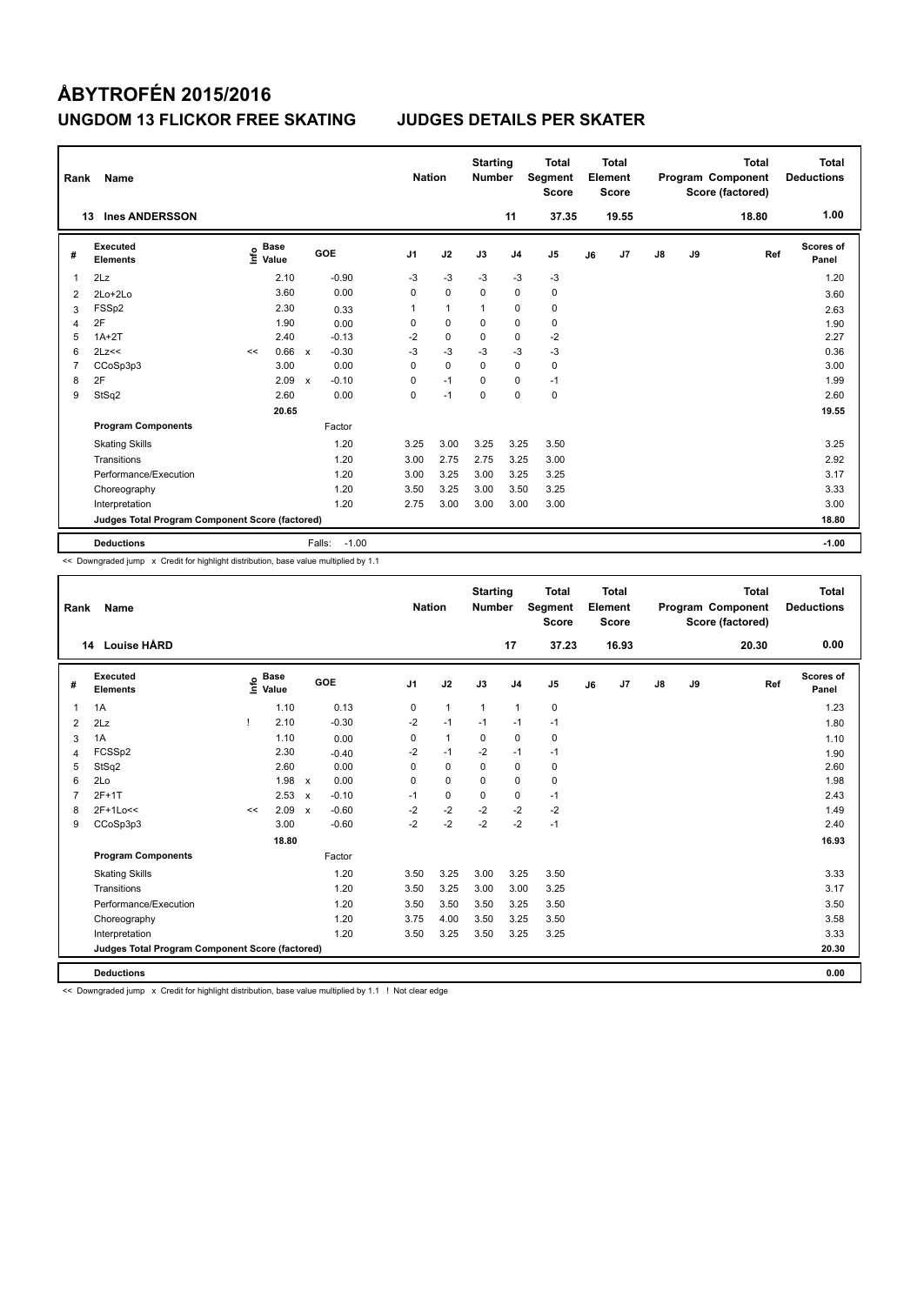# ÅBYTROFÉN 2015/2016

## UNGDOM 13 FLICKOR FREE SKATING JUDGES DETAILS PER SKATER

| Rank | Name | Nation | Starting Number | Total Segment Score | Total Element Score | Total Program Component Score (factored) | Total Deductions |
|---|---|---|---|---|---|---|---|
| 13 | Ines ANDERSSON | | 11 | 37.35 | 19.55 | 18.80 | 1.00 |

| # | Executed Elements | Info | Base Value | | GOE | J1 | J2 | J3 | J4 | J5 | J6 | J7 | J8 | J9 | Ref | Scores of Panel |
|---|---|---|---|---|---|---|---|---|---|---|---|---|---|---|---|---|
| 1 | 2Lz | | 2.10 | | -0.90 | -3 | -3 | -3 | -3 | -3 | | | | | | 1.20 |
| 2 | 2Lo+2Lo | | 3.60 | | 0.00 | 0 | 0 | 0 | 0 | 0 | | | | | | 3.60 |
| 3 | FSSp2 | | 2.30 | | 0.33 | 1 | 1 | 1 | 0 | 0 | | | | | | 2.63 |
| 4 | 2F | | 1.90 | | 0.00 | 0 | 0 | 0 | 0 | 0 | | | | | | 1.90 |
| 5 | 1A+2T | | 2.40 | | -0.13 | -2 | 0 | 0 | 0 | -2 | | | | | | 2.27 |
| 6 | 2Lz<< | << | 0.66 | x | -0.30 | -3 | -3 | -3 | -3 | -3 | | | | | | 0.36 |
| 7 | CCoSp3p3 | | 3.00 | | 0.00 | 0 | 0 | 0 | 0 | 0 | | | | | | 3.00 |
| 8 | 2F | | 2.09 | x | -0.10 | 0 | -1 | 0 | 0 | -1 | | | | | | 1.99 |
| 9 | StSq2 | | 2.60 | | 0.00 | 0 | -1 | 0 | 0 | 0 | | | | | | 2.60 |
| | | | 20.65 | | | | | | | | | | | | | 19.55 |
| | **Program Components** | | | | Factor | | | | | | | | | | | |
| | Skating Skills | | | | 1.20 | 3.25 | 3.00 | 3.25 | 3.25 | 3.50 | | | | | | 3.25 |
| | Transitions | | | | 1.20 | 3.00 | 2.75 | 2.75 | 3.25 | 3.00 | | | | | | 2.92 |
| | Performance/Execution | | | | 1.20 | 3.00 | 3.25 | 3.00 | 3.25 | 3.25 | | | | | | 3.17 |
| | Choreography | | | | 1.20 | 3.50 | 3.25 | 3.00 | 3.50 | 3.25 | | | | | | 3.33 |
| | Interpretation | | | | 1.20 | 2.75 | 3.00 | 3.00 | 3.00 | 3.00 | | | | | | 3.00 |
| | **Judges Total Program Component Score (factored)** | | | | | | | | | | | | | | | 18.80 |
| | **Deductions** | | | | Falls: -1.00 | | | | | | | | | | | -1.00 |

<< Downgraded jump x Credit for highlight distribution, base value multiplied by 1.1

| Rank | Name | Nation | Starting Number | Total Segment Score | Total Element Score | Total Program Component Score (factored) | Total Deductions |
|---|---|---|---|---|---|---|---|
| 14 | Louise HÅRD | | 17 | 37.23 | 16.93 | 20.30 | 0.00 |

| # | Executed Elements | Info | Base Value | | GOE | J1 | J2 | J3 | J4 | J5 | J6 | J7 | J8 | J9 | Ref | Scores of Panel |
|---|---|---|---|---|---|---|---|---|---|---|---|---|---|---|---|---|
| 1 | 1A | | 1.10 | | 0.13 | 0 | 1 | 1 | 1 | 0 | | | | | | 1.23 |
| 2 | 2Lz | ! | 2.10 | | -0.30 | -2 | -1 | -1 | -1 | -1 | | | | | | 1.80 |
| 3 | 1A | | 1.10 | | 0.00 | 0 | 1 | 0 | 0 | 0 | | | | | | 1.10 |
| 4 | FCSSp2 | | 2.30 | | -0.40 | -2 | -1 | -2 | -1 | -1 | | | | | | 1.90 |
| 5 | StSq2 | | 2.60 | | 0.00 | 0 | 0 | 0 | 0 | 0 | | | | | | 2.60 |
| 6 | 2Lo | | 1.98 | x | 0.00 | 0 | 0 | 0 | 0 | 0 | | | | | | 1.98 |
| 7 | 2F+1T | | 2.53 | x | -0.10 | -1 | 0 | 0 | 0 | -1 | | | | | | 2.43 |
| 8 | 2F+1Lo<< | << | 2.09 | x | -0.60 | -2 | -2 | -2 | -2 | -2 | | | | | | 1.49 |
| 9 | CCoSp3p3 | | 3.00 | | -0.60 | -2 | -2 | -2 | -2 | -1 | | | | | | 2.40 |
| | | | 18.80 | | | | | | | | | | | | | 16.93 |
| | **Program Components** | | | | Factor | | | | | | | | | | | |
| | Skating Skills | | | | 1.20 | 3.50 | 3.25 | 3.00 | 3.25 | 3.50 | | | | | | 3.33 |
| | Transitions | | | | 1.20 | 3.50 | 3.25 | 3.00 | 3.00 | 3.25 | | | | | | 3.17 |
| | Performance/Execution | | | | 1.20 | 3.50 | 3.50 | 3.50 | 3.25 | 3.50 | | | | | | 3.50 |
| | Choreography | | | | 1.20 | 3.75 | 4.00 | 3.50 | 3.25 | 3.50 | | | | | | 3.58 |
| | Interpretation | | | | 1.20 | 3.50 | 3.25 | 3.50 | 3.25 | 3.25 | | | | | | 3.33 |
| | **Judges Total Program Component Score (factored)** | | | | | | | | | | | | | | | 20.30 |
| | **Deductions** | | | | | | | | | | | | | | | 0.00 |

<< Downgraded jump x Credit for highlight distribution, base value multiplied by 1.1 ! Not clear edge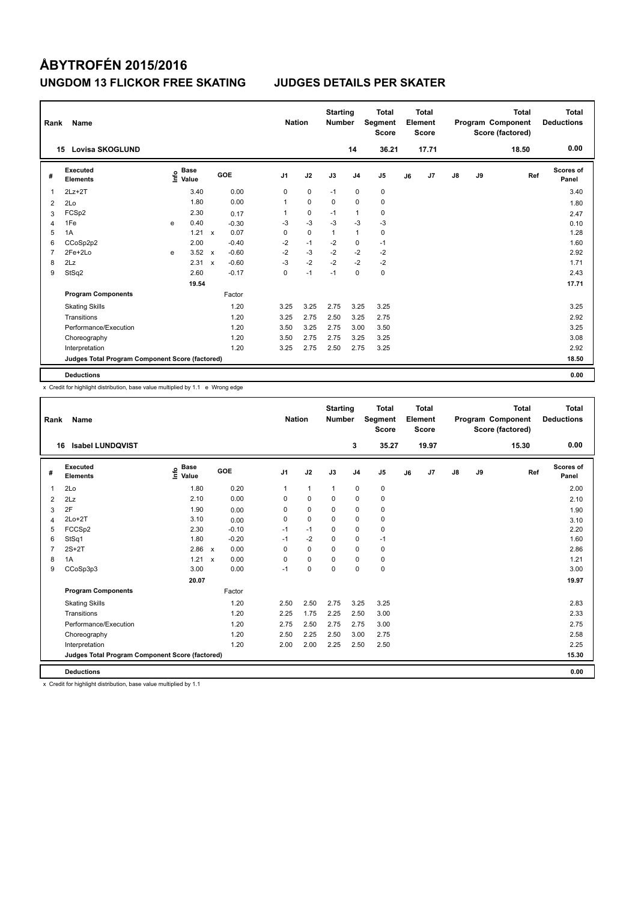# ÅBYTROFÉN 2015/2016

## UNGDOM 13 FLICKOR FREE SKATING — JUDGES DETAILS PER SKATER

| Rank | Name | Nation | Starting Number | Total Segment Score | Total Element Score | Total Program Component Score (factored) | Total Deductions |
|---|---|---|---|---|---|---|---|
| 15 | Lovisa SKOGLUND | | 14 | 36.21 | 17.71 | 18.50 | 0.00 |

| # | Executed Elements | Info | Base Value | | GOE | J1 | J2 | J3 | J4 | J5 | J6 | J7 | J8 | J9 | Ref | Scores of Panel |
|---|---|---|---|---|---|---|---|---|---|---|---|---|---|---|---|---|
| 1 | 2Lz+2T | | 3.40 | | 0.00 | 0 | 0 | -1 | 0 | 0 | | | | | | 3.40 |
| 2 | 2Lo | | 1.80 | | 0.00 | 1 | 0 | 0 | 0 | 0 | | | | | | 1.80 |
| 3 | FCSp2 | | 2.30 | | 0.17 | 1 | 0 | -1 | 1 | 0 | | | | | | 2.47 |
| 4 | 1Fe | e | 0.40 | | -0.30 | -3 | -3 | -3 | -3 | -3 | | | | | | 0.10 |
| 5 | 1A | | 1.21 | x | 0.07 | 0 | 0 | 1 | 1 | 0 | | | | | | 1.28 |
| 6 | CCoSp2p2 | | 2.00 | | -0.40 | -2 | -1 | -2 | 0 | -1 | | | | | | 1.60 |
| 7 | 2Fe+2Lo | e | 3.52 | x | -0.60 | -2 | -3 | -2 | -2 | -2 | | | | | | 2.92 |
| 8 | 2Lz | | 2.31 | x | -0.60 | -3 | -2 | -2 | -2 | -2 | | | | | | 1.71 |
| 9 | StSq2 | | 2.60 | | -0.17 | 0 | -1 | -1 | 0 | 0 | | | | | | 2.43 |
| | | | 19.54 | | | | | | | | | | | | | 17.71 |
| | **Program Components** | | | | Factor | | | | | | | | | | | |
| | Skating Skills | | | | 1.20 | 3.25 | 3.25 | 2.75 | 3.25 | 3.25 | | | | | | 3.25 |
| | Transitions | | | | 1.20 | 3.25 | 2.75 | 2.50 | 3.25 | 2.75 | | | | | | 2.92 |
| | Performance/Execution | | | | 1.20 | 3.50 | 3.25 | 2.75 | 3.00 | 3.50 | | | | | | 3.25 |
| | Choreography | | | | 1.20 | 3.50 | 2.75 | 2.75 | 3.25 | 3.25 | | | | | | 3.08 |
| | Interpretation | | | | 1.20 | 3.25 | 2.75 | 2.50 | 2.75 | 3.25 | | | | | | 2.92 |
| | **Judges Total Program Component Score (factored)** | | | | | | | | | | | | | | | 18.50 |
| | **Deductions** | | | | | | | | | | | | | | | 0.00 |

x Credit for highlight distribution, base value multiplied by 1.1 e Wrong edge

| Rank | Name | Nation | Starting Number | Total Segment Score | Total Element Score | Total Program Component Score (factored) | Total Deductions |
|---|---|---|---|---|---|---|---|
| 16 | Isabel LUNDQVIST | | 3 | 35.27 | 19.97 | 15.30 | 0.00 |

| # | Executed Elements | Info | Base Value | | GOE | J1 | J2 | J3 | J4 | J5 | J6 | J7 | J8 | J9 | Ref | Scores of Panel |
|---|---|---|---|---|---|---|---|---|---|---|---|---|---|---|---|---|
| 1 | 2Lo | | 1.80 | | 0.20 | 1 | 1 | 1 | 0 | 0 | | | | | | 2.00 |
| 2 | 2Lz | | 2.10 | | 0.00 | 0 | 0 | 0 | 0 | 0 | | | | | | 2.10 |
| 3 | 2F | | 1.90 | | 0.00 | 0 | 0 | 0 | 0 | 0 | | | | | | 1.90 |
| 4 | 2Lo+2T | | 3.10 | | 0.00 | 0 | 0 | 0 | 0 | 0 | | | | | | 3.10 |
| 5 | FCCSp2 | | 2.30 | | -0.10 | -1 | -1 | 0 | 0 | 0 | | | | | | 2.20 |
| 6 | StSq1 | | 1.80 | | -0.20 | -1 | -2 | 0 | 0 | -1 | | | | | | 1.60 |
| 7 | 2S+2T | | 2.86 | x | 0.00 | 0 | 0 | 0 | 0 | 0 | | | | | | 2.86 |
| 8 | 1A | | 1.21 | x | 0.00 | 0 | 0 | 0 | 0 | 0 | | | | | | 1.21 |
| 9 | CCoSp3p3 | | 3.00 | | 0.00 | -1 | 0 | 0 | 0 | 0 | | | | | | 3.00 |
| | | | 20.07 | | | | | | | | | | | | | 19.97 |
| | **Program Components** | | | | Factor | | | | | | | | | | | |
| | Skating Skills | | | | 1.20 | 2.50 | 2.50 | 2.75 | 3.25 | 3.25 | | | | | | 2.83 |
| | Transitions | | | | 1.20 | 2.25 | 1.75 | 2.25 | 2.50 | 3.00 | | | | | | 2.33 |
| | Performance/Execution | | | | 1.20 | 2.75 | 2.50 | 2.75 | 2.75 | 3.00 | | | | | | 2.75 |
| | Choreography | | | | 1.20 | 2.50 | 2.25 | 2.50 | 3.00 | 2.75 | | | | | | 2.58 |
| | Interpretation | | | | 1.20 | 2.00 | 2.00 | 2.25 | 2.50 | 2.50 | | | | | | 2.25 |
| | **Judges Total Program Component Score (factored)** | | | | | | | | | | | | | | | 15.30 |
| | **Deductions** | | | | | | | | | | | | | | | 0.00 |

x Credit for highlight distribution, base value multiplied by 1.1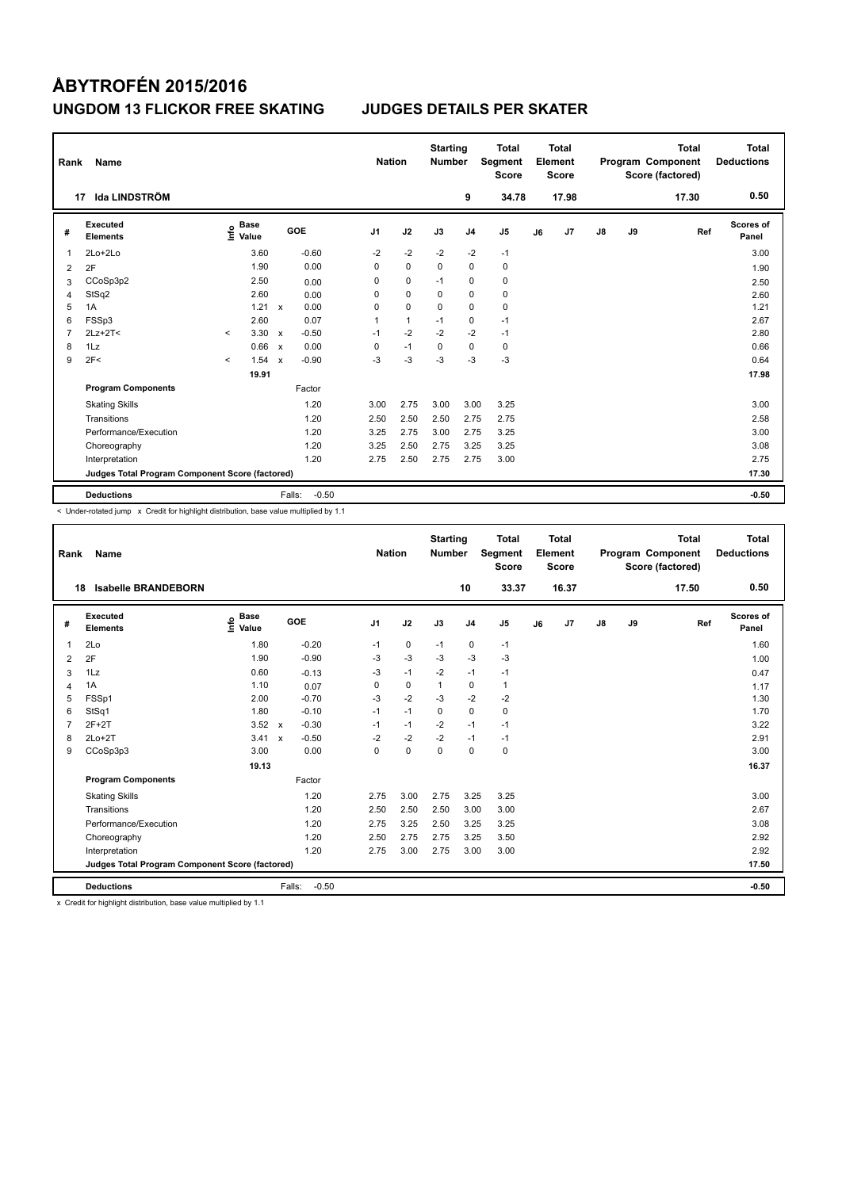# ÅBYTROFÉN 2015/2016

## UNGDOM 13 FLICKOR FREE SKATING JUDGES DETAILS PER SKATER

| Rank | Name | Nation | Starting Number | Total Segment Score | Total Element Score | Total Program Component Score (factored) | Total Deductions |
|---|---|---|---|---|---|---|---|
| 17 | Ida LINDSTRÖM | | 9 | 34.78 | 17.98 | 17.30 | 0.50 |

| # | Executed Elements | Info | Base Value | | GOE | J1 | J2 | J3 | J4 | J5 | J6 | J7 | J8 | J9 | Ref | Scores of Panel |
|---|---|---|---|---|---|---|---|---|---|---|---|---|---|---|---|---|
| 1 | 2Lo+2Lo | | 3.60 | | -0.60 | -2 | -2 | -2 | -2 | -1 | | | | | | 3.00 |
| 2 | 2F | | 1.90 | | 0.00 | 0 | 0 | 0 | 0 | 0 | | | | | | 1.90 |
| 3 | CCoSp3p2 | | 2.50 | | 0.00 | 0 | 0 | -1 | 0 | 0 | | | | | | 2.50 |
| 4 | StSq2 | | 2.60 | | 0.00 | 0 | 0 | 0 | 0 | 0 | | | | | | 2.60 |
| 5 | 1A | | 1.21 | x | 0.00 | 0 | 0 | 0 | 0 | 0 | | | | | | 1.21 |
| 6 | FSSp3 | | 2.60 | | 0.07 | 1 | 1 | -1 | 0 | -1 | | | | | | 2.67 |
| 7 | 2Lz+2T< | < | 3.30 | x | -0.50 | -1 | -2 | -2 | -2 | -1 | | | | | | 2.80 |
| 8 | 1Lz | | 0.66 | x | 0.00 | 0 | -1 | 0 | 0 | 0 | | | | | | 0.66 |
| 9 | 2F< | < | 1.54 | x | -0.90 | -3 | -3 | -3 | -3 | -3 | | | | | | 0.64 |
| | | | 19.91 | | | | | | | | | | | | | 17.98 |
| | **Program Components** | | | | Factor | | | | | | | | | | | |
| | Skating Skills | | | | 1.20 | 3.00 | 2.75 | 3.00 | 3.00 | 3.25 | | | | | | 3.00 |
| | Transitions | | | | 1.20 | 2.50 | 2.50 | 2.50 | 2.75 | 2.75 | | | | | | 2.58 |
| | Performance/Execution | | | | 1.20 | 3.25 | 2.75 | 3.00 | 2.75 | 3.25 | | | | | | 3.00 |
| | Choreography | | | | 1.20 | 3.25 | 2.50 | 2.75 | 3.25 | 3.25 | | | | | | 3.08 |
| | Interpretation | | | | 1.20 | 2.75 | 2.50 | 2.75 | 2.75 | 3.00 | | | | | | 2.75 |
| | **Judges Total Program Component Score (factored)** | | | | | | | | | | | | | | | 17.30 |
| | **Deductions** | | | | Falls: -0.50 | | | | | | | | | | | -0.50 |

< Under-rotated jump x Credit for highlight distribution, base value multiplied by 1.1

| Rank | Name | Nation | Starting Number | Total Segment Score | Total Element Score | Total Program Component Score (factored) | Total Deductions |
|---|---|---|---|---|---|---|---|
| 18 | Isabelle BRANDEBORN | | 10 | 33.37 | 16.37 | 17.50 | 0.50 |

| # | Executed Elements | Info | Base Value | | GOE | J1 | J2 | J3 | J4 | J5 | J6 | J7 | J8 | J9 | Ref | Scores of Panel |
|---|---|---|---|---|---|---|---|---|---|---|---|---|---|---|---|---|
| 1 | 2Lo | | 1.80 | | -0.20 | -1 | 0 | -1 | 0 | -1 | | | | | | 1.60 |
| 2 | 2F | | 1.90 | | -0.90 | -3 | -3 | -3 | -3 | -3 | | | | | | 1.00 |
| 3 | 1Lz | | 0.60 | | -0.13 | -3 | -1 | -2 | -1 | -1 | | | | | | 0.47 |
| 4 | 1A | | 1.10 | | 0.07 | 0 | 0 | 1 | 0 | 1 | | | | | | 1.17 |
| 5 | FSSp1 | | 2.00 | | -0.70 | -3 | -2 | -3 | -2 | -2 | | | | | | 1.30 |
| 6 | StSq1 | | 1.80 | | -0.10 | -1 | -1 | 0 | 0 | 0 | | | | | | 1.70 |
| 7 | 2F+2T | | 3.52 | x | -0.30 | -1 | -1 | -2 | -1 | -1 | | | | | | 3.22 |
| 8 | 2Lo+2T | | 3.41 | x | -0.50 | -2 | -2 | -2 | -1 | -1 | | | | | | 2.91 |
| 9 | CCoSp3p3 | | 3.00 | | 0.00 | 0 | 0 | 0 | 0 | 0 | | | | | | 3.00 |
| | | | 19.13 | | | | | | | | | | | | | 16.37 |
| | **Program Components** | | | | Factor | | | | | | | | | | | |
| | Skating Skills | | | | 1.20 | 2.75 | 3.00 | 2.75 | 3.25 | 3.25 | | | | | | 3.00 |
| | Transitions | | | | 1.20 | 2.50 | 2.50 | 2.50 | 3.00 | 3.00 | | | | | | 2.67 |
| | Performance/Execution | | | | 1.20 | 2.75 | 3.25 | 2.50 | 3.25 | 3.25 | | | | | | 3.08 |
| | Choreography | | | | 1.20 | 2.50 | 2.75 | 2.75 | 3.25 | 3.50 | | | | | | 2.92 |
| | Interpretation | | | | 1.20 | 2.75 | 3.00 | 2.75 | 3.00 | 3.00 | | | | | | 2.92 |
| | **Judges Total Program Component Score (factored)** | | | | | | | | | | | | | | | 17.50 |
| | **Deductions** | | | | Falls: -0.50 | | | | | | | | | | | -0.50 |

x Credit for highlight distribution, base value multiplied by 1.1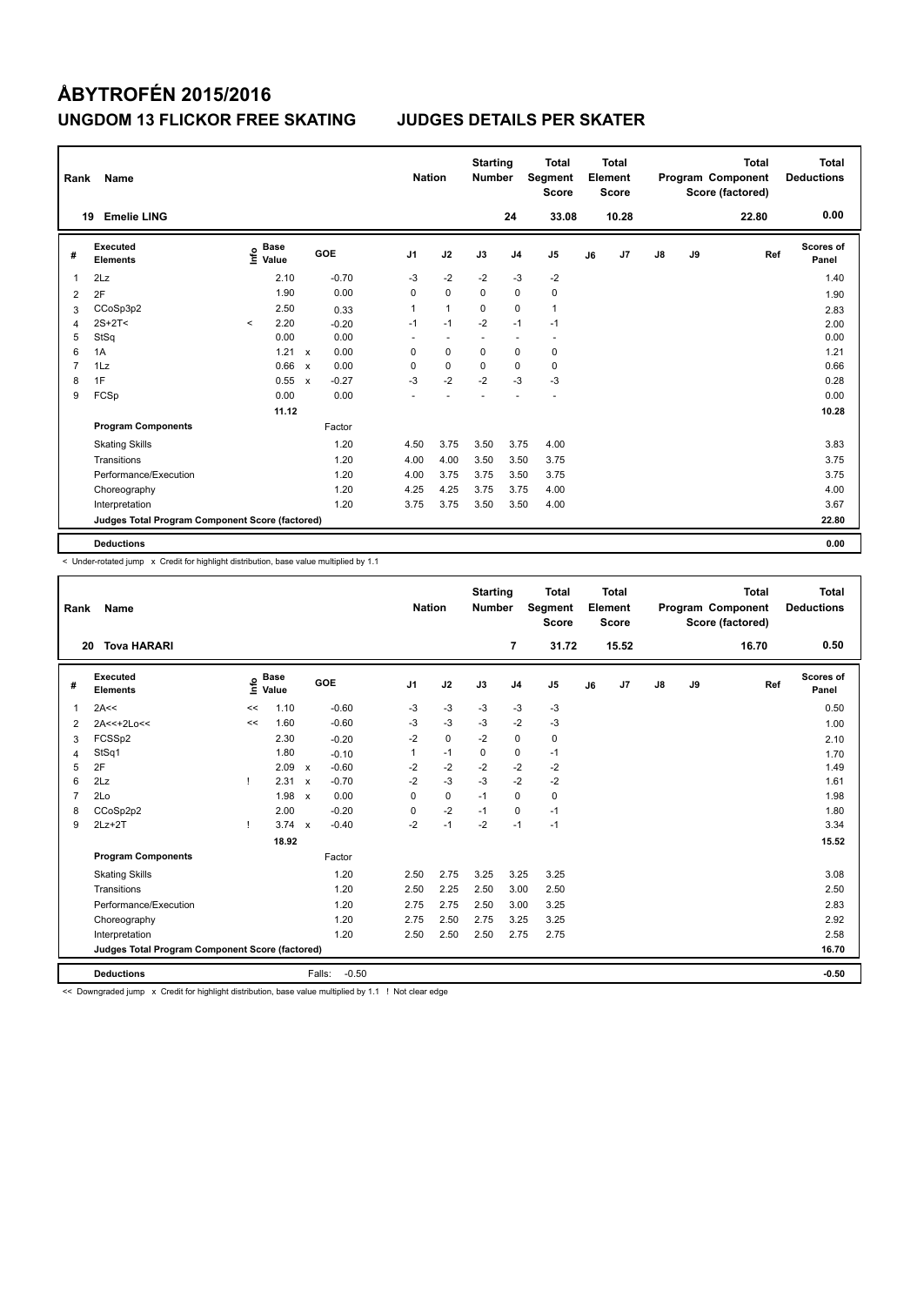# ÅBYTROFÉN 2015/2016

## UNGDOM 13 FLICKOR FREE SKATING  JUDGES DETAILS PER SKATER

| Rank | Name | Nation | Starting Number | Total Segment Score | Total Element Score | Total Program Component Score (factored) | Total Deductions |
|---|---|---|---|---|---|---|---|
| 19 | Emelie LING | | 24 | 33.08 | 10.28 | 22.80 | 0.00 |

| # | Executed Elements | Info | Base Value | | GOE | J1 | J2 | J3 | J4 | J5 | J6 | J7 | J8 | J9 | Ref | Scores of Panel |
|---|---|---|---|---|---|---|---|---|---|---|---|---|---|---|---|---|
| 1 | 2Lz | | 2.10 | | -0.70 | -3 | -2 | -2 | -3 | -2 | | | | | | 1.40 |
| 2 | 2F | | 1.90 | | 0.00 | 0 | 0 | 0 | 0 | 0 | | | | | | 1.90 |
| 3 | CCoSp3p2 | | 2.50 | | 0.33 | 1 | 1 | 0 | 0 | 1 | | | | | | 2.83 |
| 4 | 2S+2T< | < | 2.20 | | -0.20 | -1 | -1 | -2 | -1 | -1 | | | | | | 2.00 |
| 5 | StSq | | 0.00 | | 0.00 | - | - | - | - | - | | | | | | 0.00 |
| 6 | 1A | | 1.21 | x | 0.00 | 0 | 0 | 0 | 0 | 0 | | | | | | 1.21 |
| 7 | 1Lz | | 0.66 | x | 0.00 | 0 | 0 | 0 | 0 | 0 | | | | | | 0.66 |
| 8 | 1F | | 0.55 | x | -0.27 | -3 | -2 | -2 | -3 | -3 | | | | | | 0.28 |
| 9 | FCSp | | 0.00 | | 0.00 | - | - | - | - | - | | | | | | 0.00 |
| | | | 11.12 | | | | | | | | | | | | | 10.28 |
| | **Program Components** | | | | Factor | | | | | | | | | | | |
| | Skating Skills | | | | 1.20 | 4.50 | 3.75 | 3.50 | 3.75 | 4.00 | | | | | | 3.83 |
| | Transitions | | | | 1.20 | 4.00 | 4.00 | 3.50 | 3.50 | 3.75 | | | | | | 3.75 |
| | Performance/Execution | | | | 1.20 | 4.00 | 3.75 | 3.75 | 3.50 | 3.75 | | | | | | 3.75 |
| | Choreography | | | | 1.20 | 4.25 | 4.25 | 3.75 | 3.75 | 4.00 | | | | | | 4.00 |
| | Interpretation | | | | 1.20 | 3.75 | 3.75 | 3.50 | 3.50 | 4.00 | | | | | | 3.67 |
| | **Judges Total Program Component Score (factored)** | | | | | | | | | | | | | | | 22.80 |
| | **Deductions** | | | | | | | | | | | | | | | 0.00 |

< Under-rotated jump x Credit for highlight distribution, base value multiplied by 1.1

| Rank | Name | Nation | Starting Number | Total Segment Score | Total Element Score | Total Program Component Score (factored) | Total Deductions |
|---|---|---|---|---|---|---|---|
| 20 | Tova HARARI | | 7 | 31.72 | 15.52 | 16.70 | 0.50 |

| # | Executed Elements | Info | Base Value | | GOE | J1 | J2 | J3 | J4 | J5 | J6 | J7 | J8 | J9 | Ref | Scores of Panel |
|---|---|---|---|---|---|---|---|---|---|---|---|---|---|---|---|---|
| 1 | 2A<< | << | 1.10 | | -0.60 | -3 | -3 | -3 | -3 | -3 | | | | | | 0.50 |
| 2 | 2A<<+2Lo<< | << | 1.60 | | -0.60 | -3 | -3 | -3 | -2 | -3 | | | | | | 1.00 |
| 3 | FCSSp2 | | 2.30 | | -0.20 | -2 | 0 | -2 | 0 | 0 | | | | | | 2.10 |
| 4 | StSq1 | | 1.80 | | -0.10 | 1 | -1 | 0 | 0 | -1 | | | | | | 1.70 |
| 5 | 2F | | 2.09 | x | -0.60 | -2 | -2 | -2 | -2 | -2 | | | | | | 1.49 |
| 6 | 2Lz | ! | 2.31 | x | -0.70 | -2 | -3 | -3 | -2 | -2 | | | | | | 1.61 |
| 7 | 2Lo | | 1.98 | x | 0.00 | 0 | 0 | -1 | 0 | 0 | | | | | | 1.98 |
| 8 | CCoSp2p2 | | 2.00 | | -0.20 | 0 | -2 | -1 | 0 | -1 | | | | | | 1.80 |
| 9 | 2Lz+2T | ! | 3.74 | x | -0.40 | -2 | -1 | -2 | -1 | -1 | | | | | | 3.34 |
| | | | 18.92 | | | | | | | | | | | | | 15.52 |
| | **Program Components** | | | | Factor | | | | | | | | | | | |
| | Skating Skills | | | | 1.20 | 2.50 | 2.75 | 3.25 | 3.25 | 3.25 | | | | | | 3.08 |
| | Transitions | | | | 1.20 | 2.50 | 2.25 | 2.50 | 3.00 | 2.50 | | | | | | 2.50 |
| | Performance/Execution | | | | 1.20 | 2.75 | 2.75 | 2.50 | 3.00 | 3.25 | | | | | | 2.83 |
| | Choreography | | | | 1.20 | 2.75 | 2.50 | 2.75 | 3.25 | 3.25 | | | | | | 2.92 |
| | Interpretation | | | | 1.20 | 2.50 | 2.50 | 2.50 | 2.75 | 2.75 | | | | | | 2.58 |
| | **Judges Total Program Component Score (factored)** | | | | | | | | | | | | | | | 16.70 |
| | **Deductions** | | | Falls: | -0.50 | | | | | | | | | | | -0.50 |

<< Downgraded jump x Credit for highlight distribution, base value multiplied by 1.1 ! Not clear edge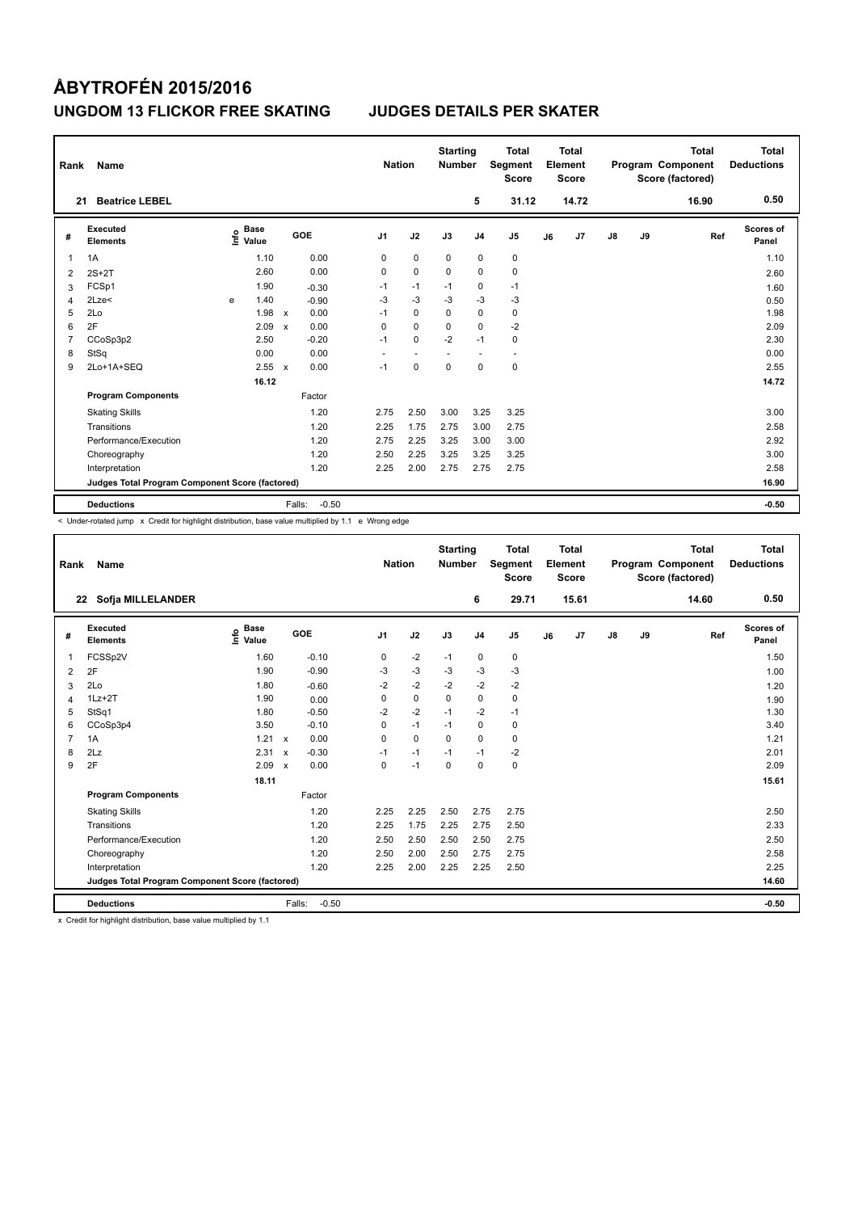# ÅBYTROFÉN 2015/2016

## UNGDOM 13 FLICKOR FREE SKATING — JUDGES DETAILS PER SKATER

| Rank | Name | Nation | Starting Number | Total Segment Score | Total Element Score | Total Program Component Score (factored) | Total Deductions |
|---|---|---|---|---|---|---|---|
| 21 | Beatrice LEBEL | | 5 | 31.12 | 14.72 | 16.90 | 0.50 |

| # | Executed Elements | Info | Base Value | | GOE | J1 | J2 | J3 | J4 | J5 | J6 | J7 | J8 | J9 | Ref | Scores of Panel |
|---|---|---|---|---|---|---|---|---|---|---|---|---|---|---|---|---|
| 1 | 1A | | 1.10 | | 0.00 | 0 | 0 | 0 | 0 | 0 | | | | | | 1.10 |
| 2 | 2S+2T | | 2.60 | | 0.00 | 0 | 0 | 0 | 0 | 0 | | | | | | 2.60 |
| 3 | FCSp1 | | 1.90 | | -0.30 | -1 | -1 | -1 | 0 | -1 | | | | | | 1.60 |
| 4 | 2Lze< | e | 1.40 | | -0.90 | -3 | -3 | -3 | -3 | -3 | | | | | | 0.50 |
| 5 | 2Lo | | 1.98 | x | 0.00 | -1 | 0 | 0 | 0 | 0 | | | | | | 1.98 |
| 6 | 2F | | 2.09 | x | 0.00 | 0 | 0 | 0 | 0 | -2 | | | | | | 2.09 |
| 7 | CCoSp3p2 | | 2.50 | | -0.20 | -1 | 0 | -2 | -1 | 0 | | | | | | 2.30 |
| 8 | StSq | | 0.00 | | 0.00 | - | - | - | - | - | | | | | | 0.00 |
| 9 | 2Lo+1A+SEQ | | 2.55 | x | 0.00 | -1 | 0 | 0 | 0 | 0 | | | | | | 2.55 |
| | | | 16.12 | | | | | | | | | | | | | 14.72 |
| | **Program Components** | | | | Factor | | | | | | | | | | | |
| | Skating Skills | | | | 1.20 | 2.75 | 2.50 | 3.00 | 3.25 | 3.25 | | | | | | 3.00 |
| | Transitions | | | | 1.20 | 2.25 | 1.75 | 2.75 | 3.00 | 2.75 | | | | | | 2.58 |
| | Performance/Execution | | | | 1.20 | 2.75 | 2.25 | 3.25 | 3.00 | 3.00 | | | | | | 2.92 |
| | Choreography | | | | 1.20 | 2.50 | 2.25 | 3.25 | 3.25 | 3.25 | | | | | | 3.00 |
| | Interpretation | | | | 1.20 | 2.25 | 2.00 | 2.75 | 2.75 | 2.75 | | | | | | 2.58 |
| | Judges Total Program Component Score (factored) | | | | | | | | | | | | | | | 16.90 |
| | **Deductions** | | | Falls: | -0.50 | | | | | | | | | | | -0.50 |

< Under-rotated jump x Credit for highlight distribution, base value multiplied by 1.1 e Wrong edge

| Rank | Name | Nation | Starting Number | Total Segment Score | Total Element Score | Total Program Component Score (factored) | Total Deductions |
|---|---|---|---|---|---|---|---|
| 22 | Sofja MILLELANDER | | 6 | 29.71 | 15.61 | 14.60 | 0.50 |

| # | Executed Elements | Info | Base Value | | GOE | J1 | J2 | J3 | J4 | J5 | J6 | J7 | J8 | J9 | Ref | Scores of Panel |
|---|---|---|---|---|---|---|---|---|---|---|---|---|---|---|---|---|
| 1 | FCSSp2V | | 1.60 | | -0.10 | 0 | -2 | -1 | 0 | 0 | | | | | | 1.50 |
| 2 | 2F | | 1.90 | | -0.90 | -3 | -3 | -3 | -3 | -3 | | | | | | 1.00 |
| 3 | 2Lo | | 1.80 | | -0.60 | -2 | -2 | -2 | -2 | -2 | | | | | | 1.20 |
| 4 | 1Lz+2T | | 1.90 | | 0.00 | 0 | 0 | 0 | 0 | 0 | | | | | | 1.90 |
| 5 | StSq1 | | 1.80 | | -0.50 | -2 | -2 | -1 | -2 | -1 | | | | | | 1.30 |
| 6 | CCoSp3p4 | | 3.50 | | -0.10 | 0 | -1 | -1 | 0 | 0 | | | | | | 3.40 |
| 7 | 1A | | 1.21 | x | 0.00 | 0 | 0 | 0 | 0 | 0 | | | | | | 1.21 |
| 8 | 2Lz | | 2.31 | x | -0.30 | -1 | -1 | -1 | -1 | -2 | | | | | | 2.01 |
| 9 | 2F | | 2.09 | x | 0.00 | 0 | -1 | 0 | 0 | 0 | | | | | | 2.09 |
| | | | 18.11 | | | | | | | | | | | | | 15.61 |
| | **Program Components** | | | | Factor | | | | | | | | | | | |
| | Skating Skills | | | | 1.20 | 2.25 | 2.25 | 2.50 | 2.75 | 2.75 | | | | | | 2.50 |
| | Transitions | | | | 1.20 | 2.25 | 1.75 | 2.25 | 2.75 | 2.50 | | | | | | 2.33 |
| | Performance/Execution | | | | 1.20 | 2.50 | 2.50 | 2.50 | 2.50 | 2.75 | | | | | | 2.50 |
| | Choreography | | | | 1.20 | 2.50 | 2.00 | 2.50 | 2.75 | 2.75 | | | | | | 2.58 |
| | Interpretation | | | | 1.20 | 2.25 | 2.00 | 2.25 | 2.25 | 2.50 | | | | | | 2.25 |
| | Judges Total Program Component Score (factored) | | | | | | | | | | | | | | | 14.60 |
| | **Deductions** | | | Falls: | -0.50 | | | | | | | | | | | -0.50 |

x Credit for highlight distribution, base value multiplied by 1.1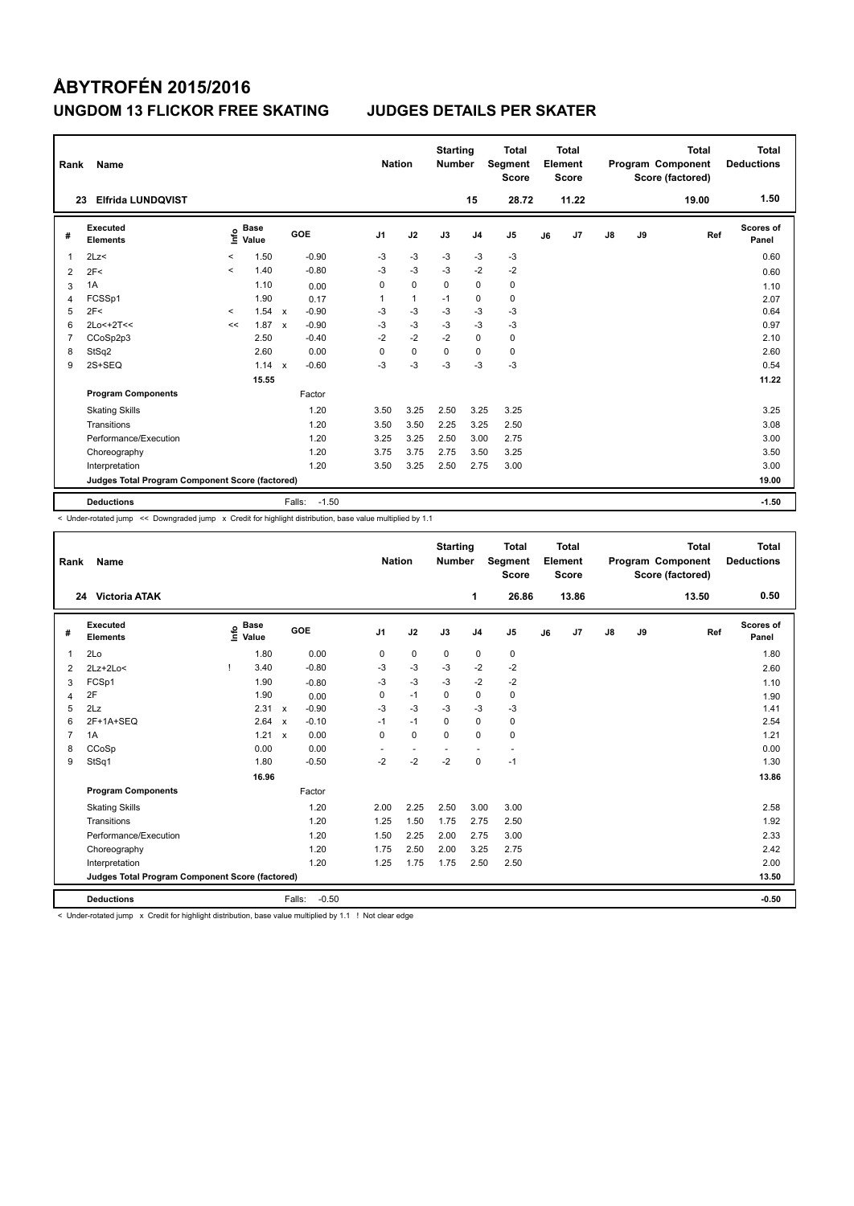# ÅBYTROFÉN 2015/2016

## UNGDOM 13 FLICKOR FREE SKATING JUDGES DETAILS PER SKATER

| Rank | Name | Nation | Starting Number | Total Segment Score | Total Element Score | Total Program Component Score (factored) | Total Deductions |
|---|---|---|---|---|---|---|---|
| 23 | Elfrida LUNDQVIST | | 15 | 28.72 | 11.22 | 19.00 | 1.50 |

| # | Executed Elements | Info | Base Value | | GOE | J1 | J2 | J3 | J4 | J5 | J6 | J7 | J8 | J9 | Ref | Scores of Panel |
|---|---|---|---|---|---|---|---|---|---|---|---|---|---|---|---|---|
| 1 | 2Lz< | < | 1.50 | | -0.90 | -3 | -3 | -3 | -3 | -3 | | | | | | 0.60 |
| 2 | 2F< | < | 1.40 | | -0.80 | -3 | -3 | -3 | -2 | -2 | | | | | | 0.60 |
| 3 | 1A | | 1.10 | | 0.00 | 0 | 0 | 0 | 0 | 0 | | | | | | 1.10 |
| 4 | FCSSp1 | | 1.90 | | 0.17 | 1 | 1 | -1 | 0 | 0 | | | | | | 2.07 |
| 5 | 2F< | < | 1.54 | x | -0.90 | -3 | -3 | -3 | -3 | -3 | | | | | | 0.64 |
| 6 | 2Lo<+2T<< | << | 1.87 | x | -0.90 | -3 | -3 | -3 | -3 | -3 | | | | | | 0.97 |
| 7 | CCoSp2p3 | | 2.50 | | -0.40 | -2 | -2 | -2 | 0 | 0 | | | | | | 2.10 |
| 8 | StSq2 | | 2.60 | | 0.00 | 0 | 0 | 0 | 0 | 0 | | | | | | 2.60 |
| 9 | 2S+SEQ | | 1.14 | x | -0.60 | -3 | -3 | -3 | -3 | -3 | | | | | | 0.54 |
| | | | 15.55 | | | | | | | | | | | | | 11.22 |
| | **Program Components** | | | | Factor | | | | | | | | | | | |
| | Skating Skills | | | | 1.20 | 3.50 | 3.25 | 2.50 | 3.25 | 3.25 | | | | | | 3.25 |
| | Transitions | | | | 1.20 | 3.50 | 3.50 | 2.25 | 3.25 | 2.50 | | | | | | 3.08 |
| | Performance/Execution | | | | 1.20 | 3.25 | 3.25 | 2.50 | 3.00 | 2.75 | | | | | | 3.00 |
| | Choreography | | | | 1.20 | 3.75 | 3.75 | 2.75 | 3.50 | 3.25 | | | | | | 3.50 |
| | Interpretation | | | | 1.20 | 3.50 | 3.25 | 2.50 | 2.75 | 3.00 | | | | | | 3.00 |
| | **Judges Total Program Component Score (factored)** | | | | | | | | | | | | | | | 19.00 |
| | **Deductions** | | | | Falls: -1.50 | | | | | | | | | | | -1.50 |

< Under-rotated jump << Downgraded jump x Credit for highlight distribution, base value multiplied by 1.1

| Rank | Name | Nation | Starting Number | Total Segment Score | Total Element Score | Total Program Component Score (factored) | Total Deductions |
|---|---|---|---|---|---|---|---|
| 24 | Victoria ATAK | | 1 | 26.86 | 13.86 | 13.50 | 0.50 |

| # | Executed Elements | Info | Base Value | | GOE | J1 | J2 | J3 | J4 | J5 | J6 | J7 | J8 | J9 | Ref | Scores of Panel |
|---|---|---|---|---|---|---|---|---|---|---|---|---|---|---|---|---|
| 1 | 2Lo | | 1.80 | | 0.00 | 0 | 0 | 0 | 0 | 0 | | | | | | 1.80 |
| 2 | 2Lz+2Lo< | ! | 3.40 | | -0.80 | -3 | -3 | -3 | -2 | -2 | | | | | | 2.60 |
| 3 | FCSp1 | | 1.90 | | -0.80 | -3 | -3 | -3 | -2 | -2 | | | | | | 1.10 |
| 4 | 2F | | 1.90 | | 0.00 | 0 | -1 | 0 | 0 | 0 | | | | | | 1.90 |
| 5 | 2Lz | | 2.31 | x | -0.90 | -3 | -3 | -3 | -3 | -3 | | | | | | 1.41 |
| 6 | 2F+1A+SEQ | | 2.64 | x | -0.10 | -1 | -1 | 0 | 0 | 0 | | | | | | 2.54 |
| 7 | 1A | | 1.21 | x | 0.00 | 0 | 0 | 0 | 0 | 0 | | | | | | 1.21 |
| 8 | CCoSp | | 0.00 | | 0.00 | - | - | - | - | - | | | | | | 0.00 |
| 9 | StSq1 | | 1.80 | | -0.50 | -2 | -2 | -2 | 0 | -1 | | | | | | 1.30 |
| | | | 16.96 | | | | | | | | | | | | | 13.86 |
| | **Program Components** | | | | Factor | | | | | | | | | | | |
| | Skating Skills | | | | 1.20 | 2.00 | 2.25 | 2.50 | 3.00 | 3.00 | | | | | | 2.58 |
| | Transitions | | | | 1.20 | 1.25 | 1.50 | 1.75 | 2.75 | 2.50 | | | | | | 1.92 |
| | Performance/Execution | | | | 1.20 | 1.50 | 2.25 | 2.00 | 2.75 | 3.00 | | | | | | 2.33 |
| | Choreography | | | | 1.20 | 1.75 | 2.50 | 2.00 | 3.25 | 2.75 | | | | | | 2.42 |
| | Interpretation | | | | 1.20 | 1.25 | 1.75 | 1.75 | 2.50 | 2.50 | | | | | | 2.00 |
| | **Judges Total Program Component Score (factored)** | | | | | | | | | | | | | | | 13.50 |
| | **Deductions** | | | | Falls: -0.50 | | | | | | | | | | | -0.50 |

< Under-rotated jump x Credit for highlight distribution, base value multiplied by 1.1 ! Not clear edge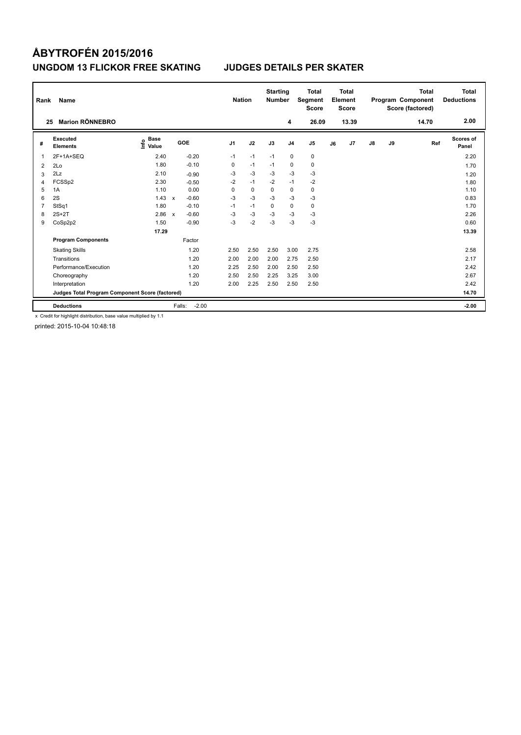# ÅBYTROFÉN 2015/2016

## UNGDOM 13 FLICKOR FREE SKATING JUDGES DETAILS PER SKATER

| Rank | Name | Nation | Starting Number | Total Segment Score | Total Element Score | Total Program Component Score (factored) | Total Deductions |
|---|---|---|---|---|---|---|---|
| 25 | Marion RÖNNEBRO | | 4 | 26.09 | 13.39 | 14.70 | 2.00 |

| # | Executed Elements | Info | Base Value | | GOE | J1 | J2 | J3 | J4 | J5 | J6 | J7 | J8 | J9 | Ref | Scores of Panel |
|---|---|---|---|---|---|---|---|---|---|---|---|---|---|---|---|---|
| 1 | 2F+1A+SEQ | | 2.40 | | -0.20 | -1 | -1 | -1 | 0 | 0 | | | | | | 2.20 |
| 2 | 2Lo | | 1.80 | | -0.10 | 0 | -1 | -1 | 0 | 0 | | | | | | 1.70 |
| 3 | 2Lz | | 2.10 | | -0.90 | -3 | -3 | -3 | -3 | -3 | | | | | | 1.20 |
| 4 | FCSSp2 | | 2.30 | | -0.50 | -2 | -1 | -2 | -1 | -2 | | | | | | 1.80 |
| 5 | 1A | | 1.10 | | 0.00 | 0 | 0 | 0 | 0 | 0 | | | | | | 1.10 |
| 6 | 2S | | 1.43 | x | -0.60 | -3 | -3 | -3 | -3 | -3 | | | | | | 0.83 |
| 7 | StSq1 | | 1.80 | | -0.10 | -1 | -1 | 0 | 0 | 0 | | | | | | 1.70 |
| 8 | 2S+2T | | 2.86 | x | -0.60 | -3 | -3 | -3 | -3 | -3 | | | | | | 2.26 |
| 9 | CoSp2p2 | | 1.50 | | -0.90 | -3 | -2 | -3 | -3 | -3 | | | | | | 0.60 |
| | | | 17.29 | | | | | | | | | | | | | 13.39 |
| | **Program Components** | | | | Factor | | | | | | | | | | | |
| | Skating Skills | | | | 1.20 | 2.50 | 2.50 | 2.50 | 3.00 | 2.75 | | | | | | 2.58 |
| | Transitions | | | | 1.20 | 2.00 | 2.00 | 2.00 | 2.75 | 2.50 | | | | | | 2.17 |
| | Performance/Execution | | | | 1.20 | 2.25 | 2.50 | 2.00 | 2.50 | 2.50 | | | | | | 2.42 |
| | Choreography | | | | 1.20 | 2.50 | 2.50 | 2.25 | 3.25 | 3.00 | | | | | | 2.67 |
| | Interpretation | | | | 1.20 | 2.00 | 2.25 | 2.50 | 2.50 | 2.50 | | | | | | 2.42 |
| | **Judges Total Program Component Score (factored)** | | | | | | | | | | | | | | | 14.70 |
| | **Deductions** | | | Falls: | -2.00 | | | | | | | | | | | -2.00 |

x Credit for highlight distribution, base value multiplied by 1.1

printed: 2015-10-04 10:48:18